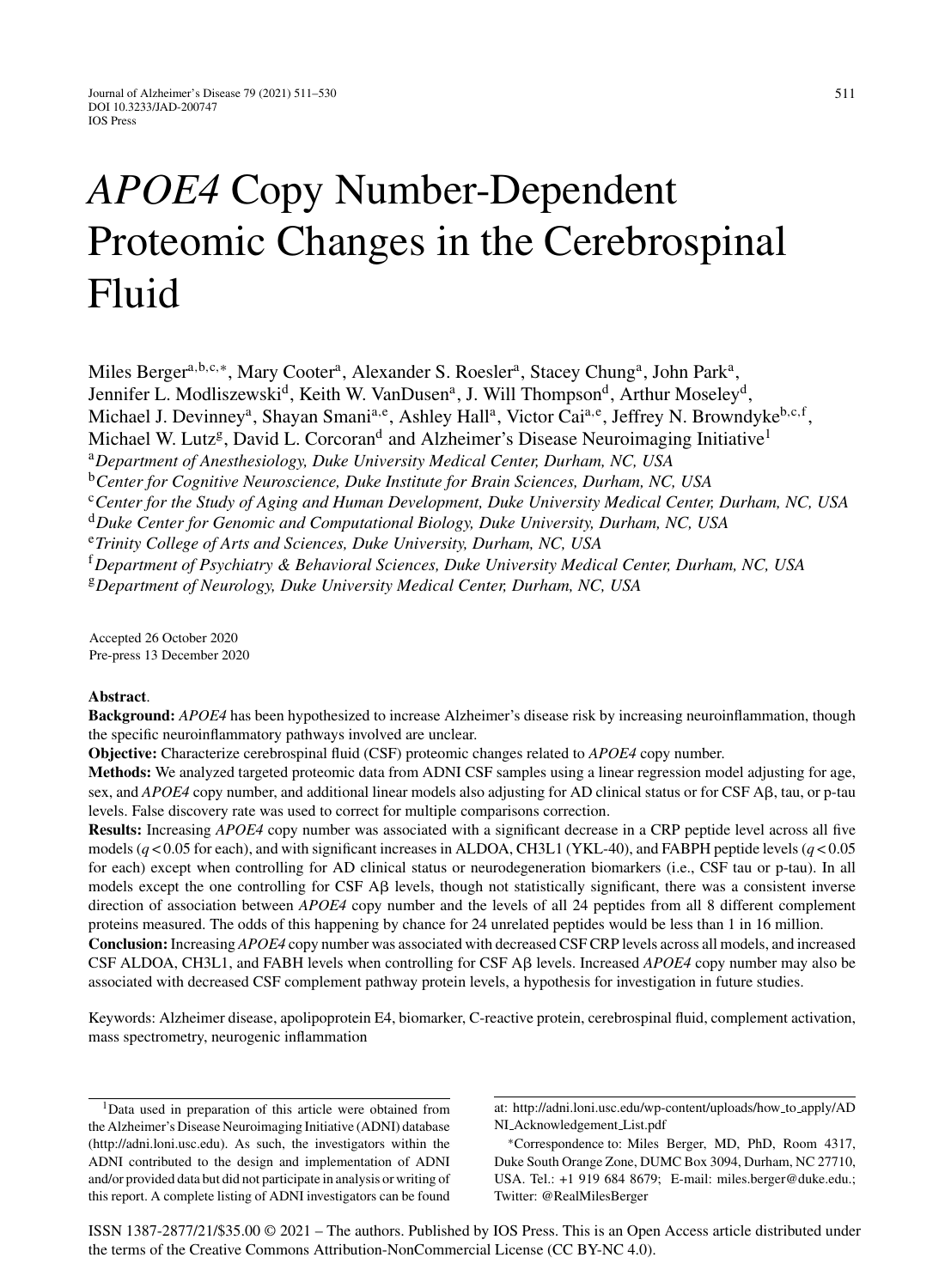# *APOE4* Copy Number-Dependent Proteomic Changes in the Cerebrospinal Fluid

Miles Berger[a,b,c,*], Mary Cooter[a], Alexander S. Roesler[a], Stacey Chung[a], John Park[a], Jennifer L. Modliszewski[d], Keith W. VanDusen[a], J. Will Thompson[d], Arthur Moseley[d], Michael J. Devinney[a], Shayan Smani[a,e], Ashley Hall[a], Victor Cai[a,e], Jeffrey N. Browndyke[b,c,f], Michael W. Lutz[g], David L. Corcoran[d] and Alzheimer's Disease Neuroimaging Initiative[1]

[a]*Department of Anesthesiology, Duke University Medical Center, Durham, NC, USA*
[b]*Center for Cognitive Neuroscience, Duke Institute for Brain Sciences, Durham, NC, USA*
[c]*Center for the Study of Aging and Human Development, Duke University Medical Center, Durham, NC, USA*
[d]*Duke Center for Genomic and Computational Biology, Duke University, Durham, NC, USA*
[e]*Trinity College of Arts and Sciences, Duke University, Durham, NC, USA*
[f]*Department of Psychiatry & Behavioral Sciences, Duke University Medical Center, Durham, NC, USA*
[g]*Department of Neurology, Duke University Medical Center, Durham, NC, USA*

Accepted 26 October 2020
Pre-press 13 December 2020

**Abstract**.

**Background:** *APOE4* has been hypothesized to increase Alzheimer's disease risk by increasing neuroinflammation, though the specific neuroinflammatory pathways involved are unclear.

**Objective:** Characterize cerebrospinal fluid (CSF) proteomic changes related to *APOE4* copy number.

**Methods:** We analyzed targeted proteomic data from ADNI CSF samples using a linear regression model adjusting for age, sex, and *APOE4* copy number, and additional linear models also adjusting for AD clinical status or for CSF Aβ, tau, or p-tau levels. False discovery rate was used to correct for multiple comparisons correction.

**Results:** Increasing *APOE4* copy number was associated with a significant decrease in a CRP peptide level across all five models ($q < 0.05$ for each), and with significant increases in ALDOA, CH3L1 (YKL-40), and FABPH peptide levels ($q < 0.05$ for each) except when controlling for AD clinical status or neurodegeneration biomarkers (i.e., CSF tau or p-tau). In all models except the one controlling for CSF Aβ levels, though not statistically significant, there was a consistent inverse direction of association between *APOE4* copy number and the levels of all 24 peptides from all 8 different complement proteins measured. The odds of this happening by chance for 24 unrelated peptides would be less than 1 in 16 million.

**Conclusion:** Increasing *APOE4* copy number was associated with decreased CSF CRP levels across all models, and increased CSF ALDOA, CH3L1, and FABH levels when controlling for CSF Aβ levels. Increased *APOE4* copy number may also be associated with decreased CSF complement pathway protein levels, a hypothesis for investigation in future studies.

Keywords: Alzheimer disease, apolipoprotein E4, biomarker, C-reactive protein, cerebrospinal fluid, complement activation, mass spectrometry, neurogenic inflammation

[1]Data used in preparation of this article were obtained from the Alzheimer's Disease Neuroimaging Initiative (ADNI) database (http://adni.loni.usc.edu). As such, the investigators within the ADNI contributed to the design and implementation of ADNI and/or provided data but did not participate in analysis or writing of this report. A complete listing of ADNI investigators can be found at: http://adni.loni.usc.edu/wp-content/uploads/how_to_apply/ADNI_Acknowledgement_List.pdf

*Correspondence to: Miles Berger, MD, PhD, Room 4317, Duke South Orange Zone, DUMC Box 3094, Durham, NC 27710, USA. Tel.: +1 919 684 8679; E-mail: miles.berger@duke.edu.; Twitter: @RealMilesBerger

ISSN 1387-2877/21/$35.00 © 2021 – The authors. Published by IOS Press. This is an Open Access article distributed under the terms of the Creative Commons Attribution-NonCommercial License (CC BY-NC 4.0).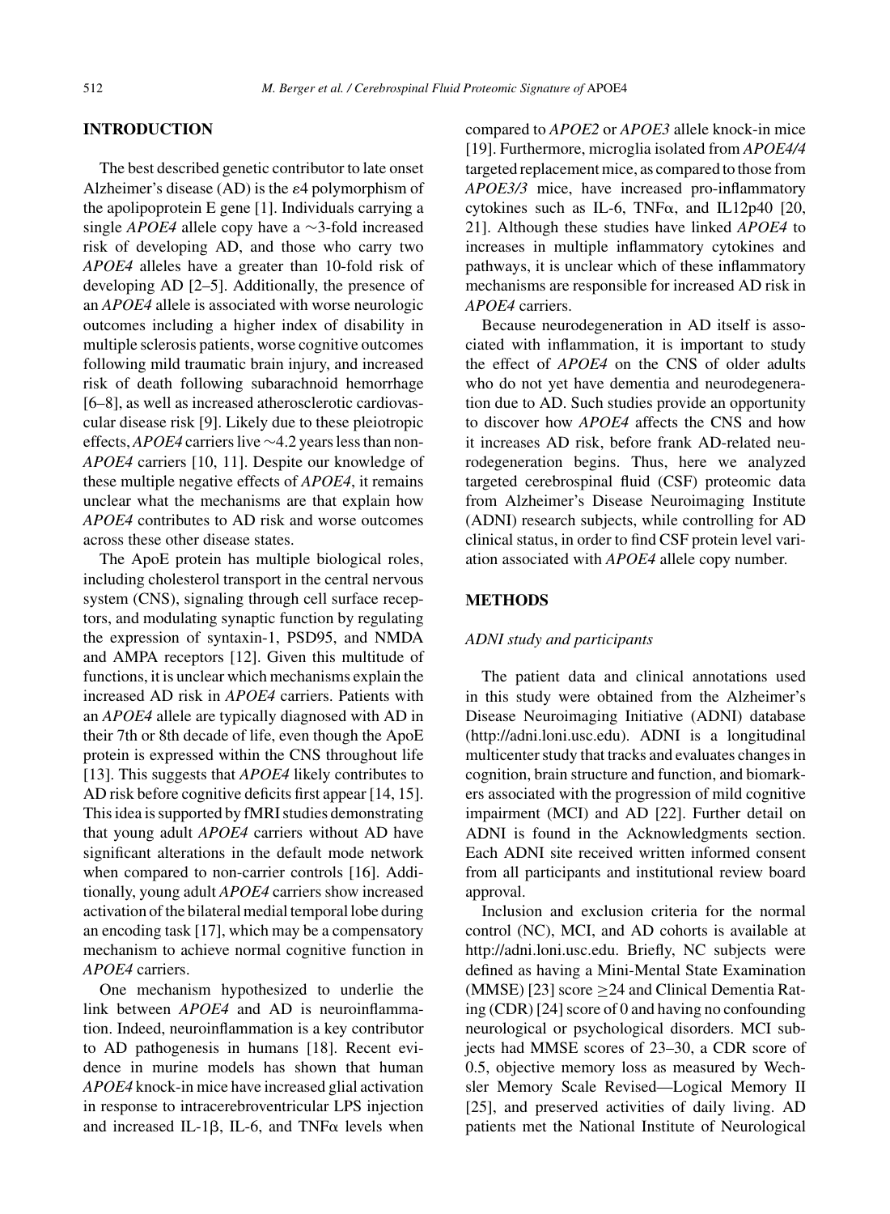## INTRODUCTION

The best described genetic contributor to late onset Alzheimer's disease (AD) is the ε4 polymorphism of the apolipoprotein E gene [1]. Individuals carrying a single *APOE4* allele copy have a ~3-fold increased risk of developing AD, and those who carry two *APOE4* alleles have a greater than 10-fold risk of developing AD [2–5]. Additionally, the presence of an *APOE4* allele is associated with worse neurologic outcomes including a higher index of disability in multiple sclerosis patients, worse cognitive outcomes following mild traumatic brain injury, and increased risk of death following subarachnoid hemorrhage [6–8], as well as increased atherosclerotic cardiovascular disease risk [9]. Likely due to these pleiotropic effects, *APOE4* carriers live ~4.2 years less than non-*APOE4* carriers [10, 11]. Despite our knowledge of these multiple negative effects of *APOE4*, it remains unclear what the mechanisms are that explain how *APOE4* contributes to AD risk and worse outcomes across these other disease states.

The ApoE protein has multiple biological roles, including cholesterol transport in the central nervous system (CNS), signaling through cell surface receptors, and modulating synaptic function by regulating the expression of syntaxin-1, PSD95, and NMDA and AMPA receptors [12]. Given this multitude of functions, it is unclear which mechanisms explain the increased AD risk in *APOE4* carriers. Patients with an *APOE4* allele are typically diagnosed with AD in their 7th or 8th decade of life, even though the ApoE protein is expressed within the CNS throughout life [13]. This suggests that *APOE4* likely contributes to AD risk before cognitive deficits first appear [14, 15]. This idea is supported by fMRI studies demonstrating that young adult *APOE4* carriers without AD have significant alterations in the default mode network when compared to non-carrier controls [16]. Additionally, young adult *APOE4* carriers show increased activation of the bilateral medial temporal lobe during an encoding task [17], which may be a compensatory mechanism to achieve normal cognitive function in *APOE4* carriers.

One mechanism hypothesized to underlie the link between *APOE4* and AD is neuroinflammation. Indeed, neuroinflammation is a key contributor to AD pathogenesis in humans [18]. Recent evidence in murine models has shown that human *APOE4* knock-in mice have increased glial activation in response to intracerebroventricular LPS injection and increased IL-1β, IL-6, and TNFα levels when compared to *APOE2* or *APOE3* allele knock-in mice [19]. Furthermore, microglia isolated from *APOE4/4* targeted replacement mice, as compared to those from *APOE3/3* mice, have increased pro-inflammatory cytokines such as IL-6, TNFα, and IL12p40 [20, 21]. Although these studies have linked *APOE4* to increases in multiple inflammatory cytokines and pathways, it is unclear which of these inflammatory mechanisms are responsible for increased AD risk in *APOE4* carriers.

Because neurodegeneration in AD itself is associated with inflammation, it is important to study the effect of *APOE4* on the CNS of older adults who do not yet have dementia and neurodegeneration due to AD. Such studies provide an opportunity to discover how *APOE4* affects the CNS and how it increases AD risk, before frank AD-related neurodegeneration begins. Thus, here we analyzed targeted cerebrospinal fluid (CSF) proteomic data from Alzheimer's Disease Neuroimaging Institute (ADNI) research subjects, while controlling for AD clinical status, in order to find CSF protein level variation associated with *APOE4* allele copy number.

## METHODS

### *ADNI study and participants*

The patient data and clinical annotations used in this study were obtained from the Alzheimer's Disease Neuroimaging Initiative (ADNI) database (http://adni.loni.usc.edu). ADNI is a longitudinal multicenter study that tracks and evaluates changes in cognition, brain structure and function, and biomarkers associated with the progression of mild cognitive impairment (MCI) and AD [22]. Further detail on ADNI is found in the Acknowledgments section. Each ADNI site received written informed consent from all participants and institutional review board approval.

Inclusion and exclusion criteria for the normal control (NC), MCI, and AD cohorts is available at http://adni.loni.usc.edu. Briefly, NC subjects were defined as having a Mini-Mental State Examination (MMSE) [23] score ≥24 and Clinical Dementia Rating (CDR) [24] score of 0 and having no confounding neurological or psychological disorders. MCI subjects had MMSE scores of 23–30, a CDR score of 0.5, objective memory loss as measured by Wechsler Memory Scale Revised—Logical Memory II [25], and preserved activities of daily living. AD patients met the National Institute of Neurological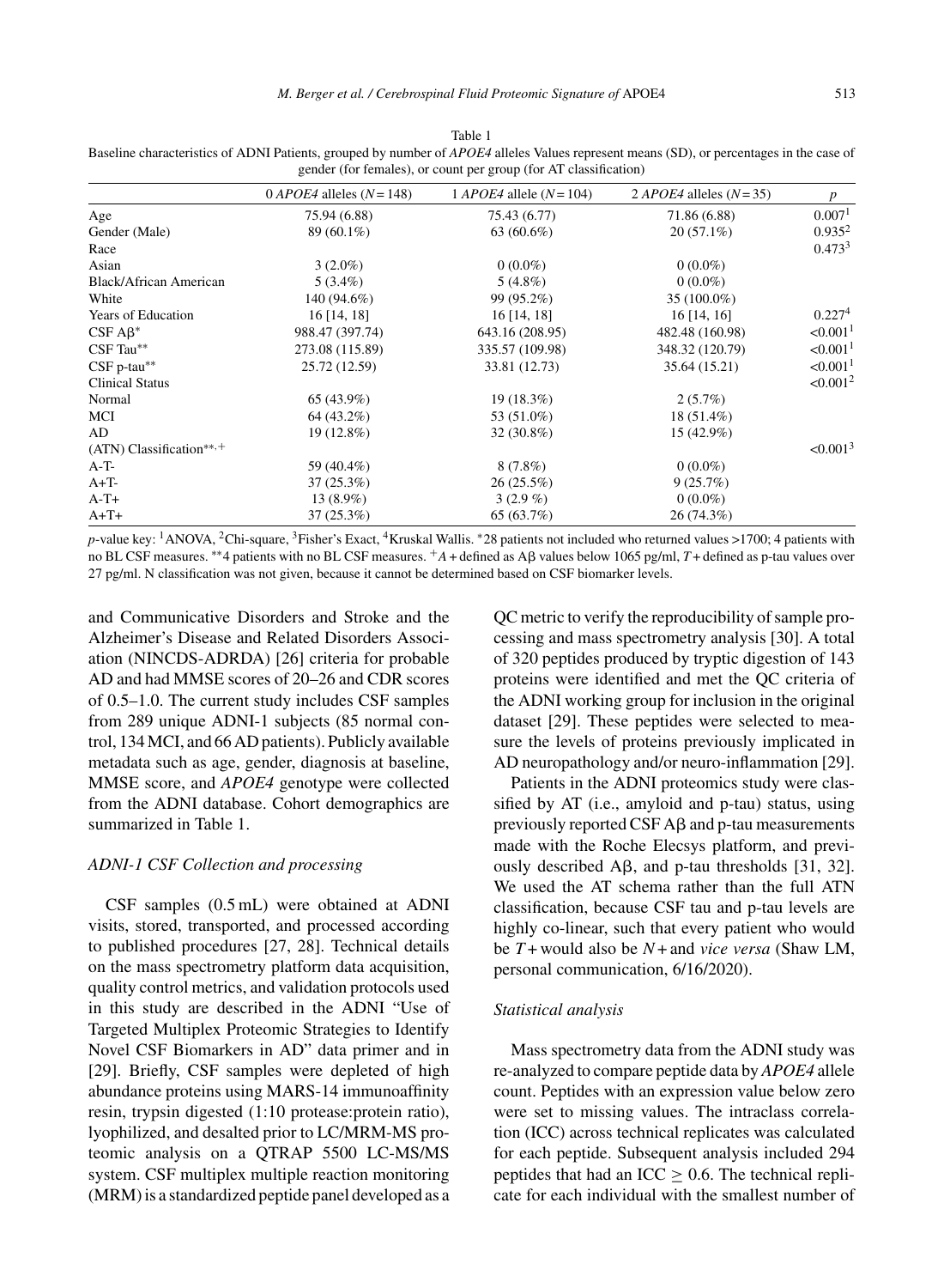Table 1
Baseline characteristics of ADNI Patients, grouped by number of *APOE4* alleles Values represent means (SD), or percentages in the case of gender (for females), or count per group (for AT classification)

| | 0 *APOE4* alleles ($N = 148$) | 1 *APOE4* allele ($N = 104$) | 2 *APOE4* alleles ($N = 35$) | *p* |
|---|---|---|---|---|
| Age | 75.94 (6.88) | 75.43 (6.77) | 71.86 (6.88) | 0.007[1] |
| Gender (Male) | 89 (60.1%) | 63 (60.6%) | 20 (57.1%) | 0.935[2] |
| Race | | | | 0.473[3] |
| Asian | 3 (2.0%) | 0 (0.0%) | 0 (0.0%) | |
| Black/African American | 5 (3.4%) | 5 (4.8%) | 0 (0.0%) | |
| White | 140 (94.6%) | 99 (95.2%) | 35 (100.0%) | |
| Years of Education | 16 [14, 18] | 16 [14, 18] | 16 [14, 16] | 0.227[4] |
| CSF Aβ* | 988.47 (397.74) | 643.16 (208.95) | 482.48 (160.98) | <0.001[1] |
| CSF Tau** | 273.08 (115.89) | 335.57 (109.98) | 348.32 (120.79) | <0.001[1] |
| CSF p-tau** | 25.72 (12.59) | 33.81 (12.73) | 35.64 (15.21) | <0.001[1] |
| Clinical Status | | | | <0.001[2] |
| Normal | 65 (43.9%) | 19 (18.3%) | 2 (5.7%) | |
| MCI | 64 (43.2%) | 53 (51.0%) | 18 (51.4%) | |
| AD | 19 (12.8%) | 32 (30.8%) | 15 (42.9%) | |
| (ATN) Classification**,+ | | | | <0.001[3] |
| A-T- | 59 (40.4%) | 8 (7.8%) | 0 (0.0%) | |
| A+T- | 37 (25.3%) | 26 (25.5%) | 9 (25.7%) | |
| A-T+ | 13 (8.9%) | 3 (2.9 %) | 0 (0.0%) | |
| A+T+ | 37 (25.3%) | 65 (63.7%) | 26 (74.3%) | |

*p*-value key: [1]ANOVA, [2]Chi-square, [3]Fisher's Exact, [4]Kruskal Wallis. *28 patients not included who returned values >1700; 4 patients with no BL CSF measures. **4 patients with no BL CSF measures. +*A*+ defined as Aβ values below 1065 pg/ml, *T*+ defined as p-tau values over 27 pg/ml. N classification was not given, because it cannot be determined based on CSF biomarker levels.

and Communicative Disorders and Stroke and the Alzheimer's Disease and Related Disorders Association (NINCDS-ADRDA) [26] criteria for probable AD and had MMSE scores of 20–26 and CDR scores of 0.5–1.0. The current study includes CSF samples from 289 unique ADNI-1 subjects (85 normal control, 134 MCI, and 66 AD patients). Publicly available metadata such as age, gender, diagnosis at baseline, MMSE score, and *APOE4* genotype were collected from the ADNI database. Cohort demographics are summarized in Table 1.

### *ADNI-1 CSF Collection and processing*

CSF samples (0.5 mL) were obtained at ADNI visits, stored, transported, and processed according to published procedures [27, 28]. Technical details on the mass spectrometry platform data acquisition, quality control metrics, and validation protocols used in this study are described in the ADNI "Use of Targeted Multiplex Proteomic Strategies to Identify Novel CSF Biomarkers in AD" data primer and in [29]. Briefly, CSF samples were depleted of high abundance proteins using MARS-14 immunoaffinity resin, trypsin digested (1:10 protease:protein ratio), lyophilized, and desalted prior to LC/MRM-MS proteomic analysis on a QTRAP 5500 LC-MS/MS system. CSF multiplex multiple reaction monitoring (MRM) is a standardized peptide panel developed as a QC metric to verify the reproducibility of sample processing and mass spectrometry analysis [30]. A total of 320 peptides produced by tryptic digestion of 143 proteins were identified and met the QC criteria of the ADNI working group for inclusion in the original dataset [29]. These peptides were selected to measure the levels of proteins previously implicated in AD neuropathology and/or neuro-inflammation [29].

Patients in the ADNI proteomics study were classified by AT (i.e., amyloid and p-tau) status, using previously reported CSF Aβ and p-tau measurements made with the Roche Elecsys platform, and previously described Aβ, and p-tau thresholds [31, 32]. We used the AT schema rather than the full ATN classification, because CSF tau and p-tau levels are highly co-linear, such that every patient who would be *T*+ would also be *N*+ and *vice versa* (Shaw LM, personal communication, 6/16/2020).

### *Statistical analysis*

Mass spectrometry data from the ADNI study was re-analyzed to compare peptide data by *APOE4* allele count. Peptides with an expression value below zero were set to missing values. The intraclass correlation (ICC) across technical replicates was calculated for each peptide. Subsequent analysis included 294 peptides that had an ICC $\geq 0.6$. The technical replicate for each individual with the smallest number of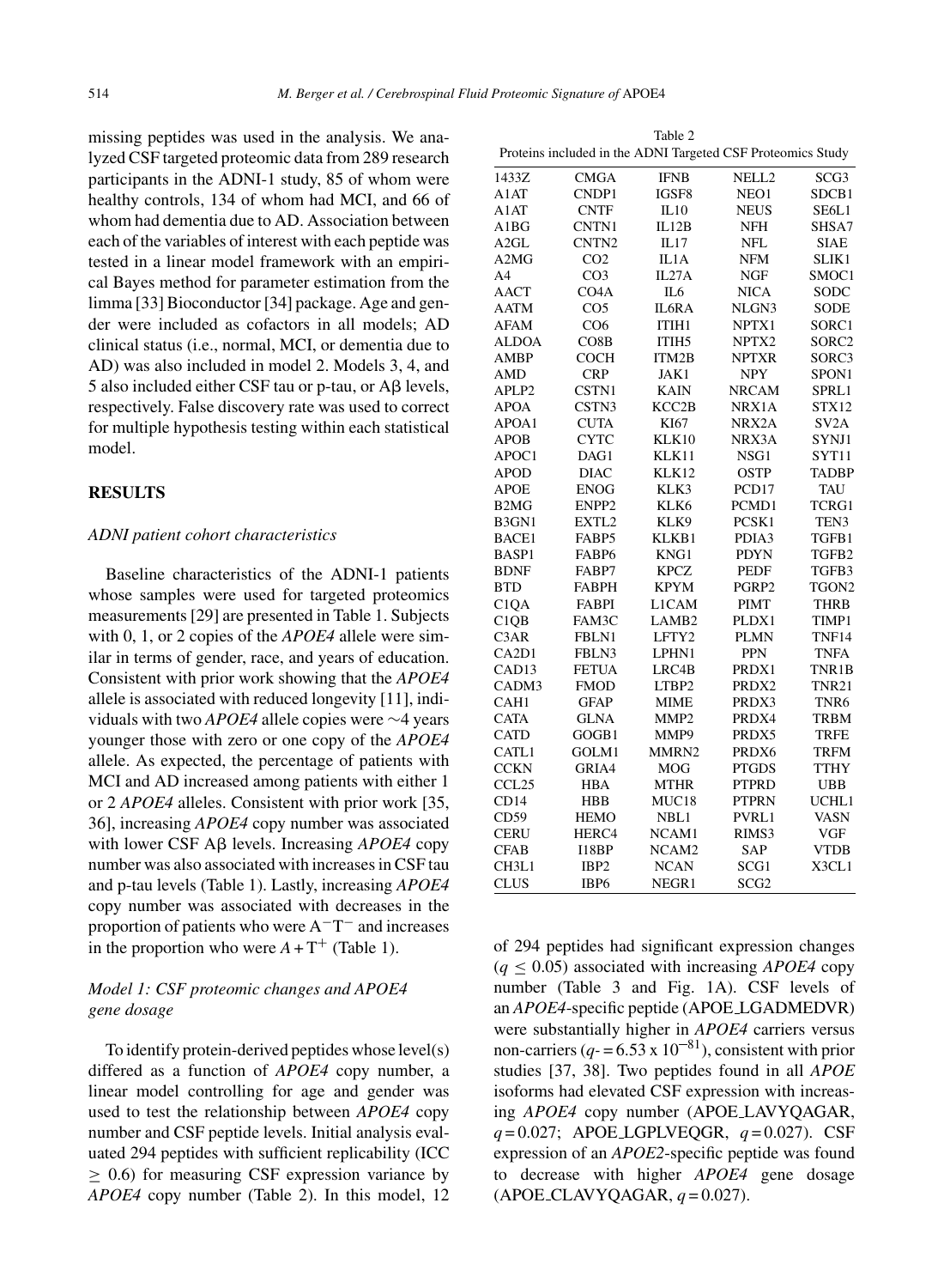missing peptides was used in the analysis. We analyzed CSF targeted proteomic data from 289 research participants in the ADNI-1 study, 85 of whom were healthy controls, 134 of whom had MCI, and 66 of whom had dementia due to AD. Association between each of the variables of interest with each peptide was tested in a linear model framework with an empirical Bayes method for parameter estimation from the limma [33] Bioconductor [34] package. Age and gender were included as cofactors in all models; AD clinical status (i.e., normal, MCI, or dementia due to AD) was also included in model 2. Models 3, 4, and 5 also included either CSF tau or p-tau, or Aβ levels, respectively. False discovery rate was used to correct for multiple hypothesis testing within each statistical model.

## RESULTS

### *ADNI patient cohort characteristics*

Baseline characteristics of the ADNI-1 patients whose samples were used for targeted proteomics measurements [29] are presented in Table 1. Subjects with 0, 1, or 2 copies of the *APOE4* allele were similar in terms of gender, race, and years of education. Consistent with prior work showing that the *APOE4* allele is associated with reduced longevity [11], individuals with two *APOE4* allele copies were ~4 years younger those with zero or one copy of the *APOE4* allele. As expected, the percentage of patients with MCI and AD increased among patients with either 1 or 2 *APOE4* alleles. Consistent with prior work [35, 36], increasing *APOE4* copy number was associated with lower CSF Aβ levels. Increasing *APOE4* copy number was also associated with increases in CSF tau and p-tau levels (Table 1). Lastly, increasing *APOE4* copy number was associated with decreases in the proportion of patients who were $A^{-}T^{-}$ and increases in the proportion who were $A+T^{+}$ (Table 1).

### *Model 1: CSF proteomic changes and APOE4 gene dosage*

To identify protein-derived peptides whose level(s) differed as a function of *APOE4* copy number, a linear model controlling for age and gender was used to test the relationship between *APOE4* copy number and CSF peptide levels. Initial analysis evaluated 294 peptides with sufficient replicability (ICC $\geq$ 0.6) for measuring CSF expression variance by *APOE4* copy number (Table 2). In this model, 12 of 294 peptides had significant expression changes ($q \leq 0.05$) associated with increasing *APOE4* copy number (Table 3 and Fig. 1A). CSF levels of an *APOE4*-specific peptide (APOE_LGADMEDVR) were substantially higher in *APOE4* carriers versus non-carriers ($q = 6.53 \times 10^{-81}$), consistent with prior studies [37, 38]. Two peptides found in all *APOE* isoforms had elevated CSF expression with increasing *APOE4* copy number (APOE_LAVYQAGAR, $q = 0.027$; APOE_LGPLVEQGR, $q = 0.027$). CSF expression of an *APOE2*-specific peptide was found to decrease with higher *APOE4* gene dosage (APOE_CLAVYQAGAR, $q = 0.027$).

Table 2
Proteins included in the ADNI Targeted CSF Proteomics Study

| | | | | |
|---|---|---|---|---|
| 1433Z | CMGA | IFNB | NELL2 | SCG3 |
| A1AT | CNDP1 | IGSF8 | NEO1 | SDCB1 |
| A1AT | CNTF | IL10 | NEUS | SE6L1 |
| A1BG | CNTN1 | IL12B | NFH | SHSA7 |
| A2GL | CNTN2 | IL17 | NFL | SIAE |
| A2MG | CO2 | IL1A | NFM | SLIK1 |
| A4 | CO3 | IL27A | NGF | SMOC1 |
| AACT | CO4A | IL6 | NICA | SODC |
| AATM | CO5 | IL6RA | NLGN3 | SODE |
| AFAM | CO6 | ITIH1 | NPTX1 | SORC1 |
| ALDOA | CO8B | ITIH5 | NPTX2 | SORC2 |
| AMBP | COCH | ITM2B | NPTXR | SORC3 |
| AMD | CRP | JAK1 | NPY | SPON1 |
| APLP2 | CSTN1 | KAIN | NRCAM | SPRL1 |
| APOA | CSTN3 | KCC2B | NRX1A | STX12 |
| APOA1 | CUTA | KI67 | NRX2A | SV2A |
| APOB | CYTC | KLK10 | NRX3A | SYNJ1 |
| APOC1 | DAG1 | KLK11 | NSG1 | SYT11 |
| APOD | DIAC | KLK12 | OSTP | TADBP |
| APOE | ENOG | KLK3 | PCD17 | TAU |
| B2MG | ENPP2 | KLK6 | PCMD1 | TCRG1 |
| B3GN1 | EXTL2 | KLK9 | PCSK1 | TEN3 |
| BACE1 | FABP5 | KLKB1 | PDIA3 | TGFB1 |
| BASP1 | FABP6 | KNG1 | PDYN | TGFB2 |
| BDNF | FABP7 | KPCZ | PEDF | TGFB3 |
| BTD | FABPH | KPYM | PGRP2 | TGON2 |
| C1QA | FABPI | L1CAM | PIMT | THRB |
| C1QB | FAM3C | LAMB2 | PLDX1 | TIMP1 |
| C3AR | FBLN1 | LFTY2 | PLMN | TNF14 |
| CA2D1 | FBLN3 | LPHN1 | PPN | TNFA |
| CAD13 | FETUA | LRC4B | PRDX1 | TNR1B |
| CADM3 | FMOD | LTBP2 | PRDX2 | TNR21 |
| CAH1 | GFAP | MIME | PRDX3 | TNR6 |
| CATA | GLNA | MMP2 | PRDX4 | TRBM |
| CATD | GOGB1 | MMP9 | PRDX5 | TRFE |
| CATL1 | GOLM1 | MMRN2 | PRDX6 | TRFM |
| CCKN | GRIA4 | MOG | PTGDS | TTHY |
| CCL25 | HBA | MTHR | PTPRD | UBB |
| CD14 | HBB | MUC18 | PTPRN | UCHL1 |
| CD59 | HEMO | NBL1 | PVRL1 | VASN |
| CERU | HERC4 | NCAM1 | RIMS3 | VGF |
| CFAB | I18BP | NCAM2 | SAP | VTDB |
| CH3L1 | IBP2 | NCAN | SCG1 | X3CL1 |
| CLUS | IBP6 | NEGR1 | SCG2 | |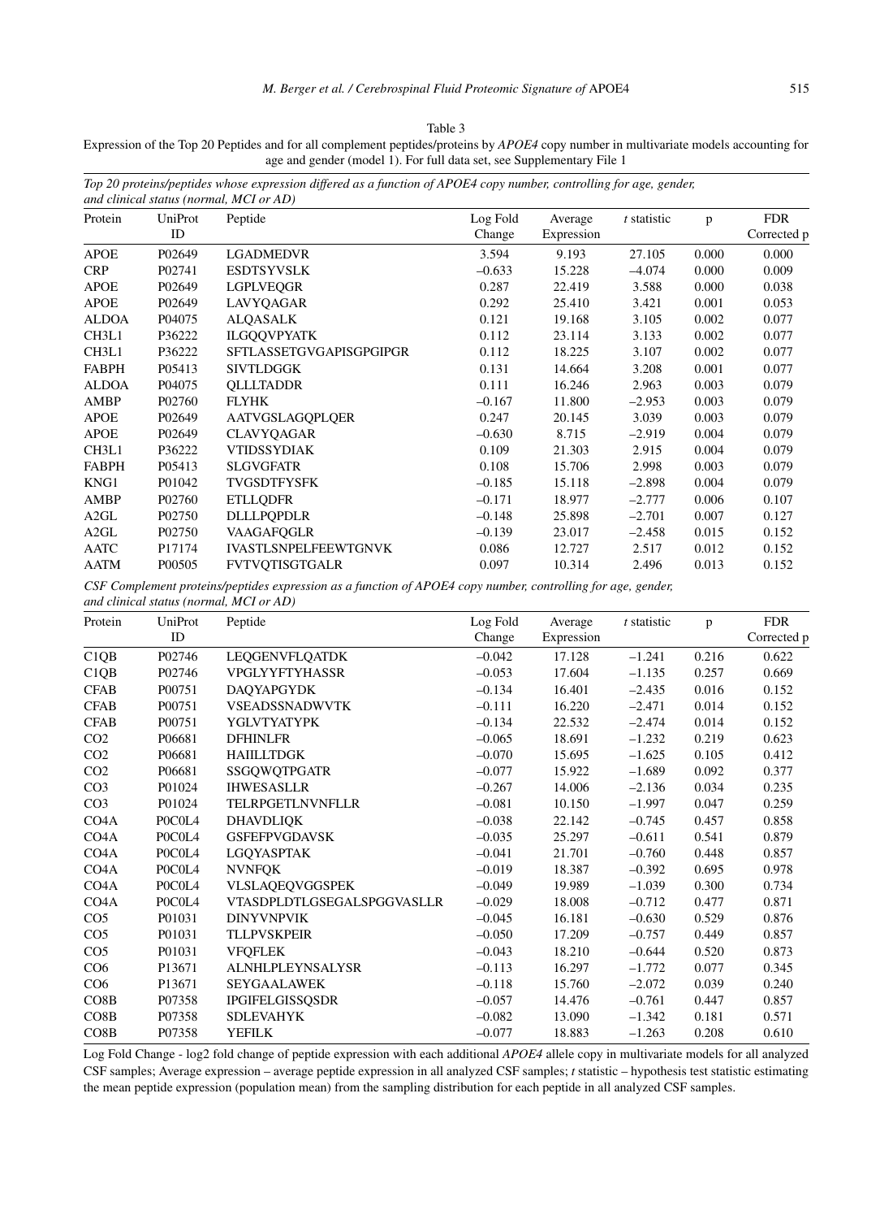Table 3

Expression of the Top 20 Peptides and for all complement peptides/proteins by *APOE4* copy number in multivariate models accounting for age and gender (model 1). For full data set, see Supplementary File 1

*Top 20 proteins/peptides whose expression differed as a function of APOE4 copy number, controlling for age, gender, and clinical status (normal, MCI or AD)*

| Protein | UniProt ID | Peptide | Log Fold Change | Average Expression | *t* statistic | p | FDR Corrected p |
|---|---|---|---|---|---|---|---|
| APOE | P02649 | LGADMEDVR | 3.594 | 9.193 | 27.105 | 0.000 | 0.000 |
| CRP | P02741 | ESDTSYVSLK | –0.633 | 15.228 | –4.074 | 0.000 | 0.009 |
| APOE | P02649 | LGPLVEQGR | 0.287 | 22.419 | 3.588 | 0.000 | 0.038 |
| APOE | P02649 | LAVYQAGAR | 0.292 | 25.410 | 3.421 | 0.001 | 0.053 |
| ALDOA | P04075 | ALQASALK | 0.121 | 19.168 | 3.105 | 0.002 | 0.077 |
| CH3L1 | P36222 | ILGQQVPYATK | 0.112 | 23.114 | 3.133 | 0.002 | 0.077 |
| CH3L1 | P36222 | SFTLASSETGVGAPISGPGIPGR | 0.112 | 18.225 | 3.107 | 0.002 | 0.077 |
| FABPH | P05413 | SIVTLDGGK | 0.131 | 14.664 | 3.208 | 0.001 | 0.077 |
| ALDOA | P04075 | QLLLTADDR | 0.111 | 16.246 | 2.963 | 0.003 | 0.079 |
| AMBP | P02760 | FLYHK | –0.167 | 11.800 | –2.953 | 0.003 | 0.079 |
| APOE | P02649 | AATVGSLAGQPLQER | 0.247 | 20.145 | 3.039 | 0.003 | 0.079 |
| APOE | P02649 | CLAVYQAGAR | –0.630 | 8.715 | –2.919 | 0.004 | 0.079 |
| CH3L1 | P36222 | VTIDSSYDIAK | 0.109 | 21.303 | 2.915 | 0.004 | 0.079 |
| FABPH | P05413 | SLGVGFATR | 0.108 | 15.706 | 2.998 | 0.003 | 0.079 |
| KNG1 | P01042 | TVGSDTFYSFK | –0.185 | 15.118 | –2.898 | 0.004 | 0.079 |
| AMBP | P02760 | ETLLQDFR | –0.171 | 18.977 | –2.777 | 0.006 | 0.107 |
| A2GL | P02750 | DLLLPQPDLR | –0.148 | 25.898 | –2.701 | 0.007 | 0.127 |
| A2GL | P02750 | VAAGAFQGLR | –0.139 | 23.017 | –2.458 | 0.015 | 0.152 |
| AATC | P17174 | IVASTLSNPELFEEWTGNVK | 0.086 | 12.727 | 2.517 | 0.012 | 0.152 |
| AATM | P00505 | FVTVQTISGTGALR | 0.097 | 10.314 | 2.496 | 0.013 | 0.152 |

*CSF Complement proteins/peptides expression as a function of APOE4 copy number, controlling for age, gender, and clinical status (normal, MCI or AD)*

| Protein | UniProt ID | Peptide | Log Fold Change | Average Expression | *t* statistic | p | FDR Corrected p |
|---|---|---|---|---|---|---|---|
| C1QB | P02746 | LEQGENVFLQATDK | –0.042 | 17.128 | –1.241 | 0.216 | 0.622 |
| C1QB | P02746 | VPGLYYFTYHASSR | –0.053 | 17.604 | –1.135 | 0.257 | 0.669 |
| CFAB | P00751 | DAQYAPGYDK | –0.134 | 16.401 | –2.435 | 0.016 | 0.152 |
| CFAB | P00751 | VSEADSSNADWVTK | –0.111 | 16.220 | –2.471 | 0.014 | 0.152 |
| CFAB | P00751 | YGLVTYATYPK | –0.134 | 22.532 | –2.474 | 0.014 | 0.152 |
| CO2 | P06681 | DFHINLFR | –0.065 | 18.691 | –1.232 | 0.219 | 0.623 |
| CO2 | P06681 | HAIILLTDGK | –0.070 | 15.695 | –1.625 | 0.105 | 0.412 |
| CO2 | P06681 | SSGQWQTPGATR | –0.077 | 15.922 | –1.689 | 0.092 | 0.377 |
| CO3 | P01024 | IHWESASLLR | –0.267 | 14.006 | –2.136 | 0.034 | 0.235 |
| CO3 | P01024 | TELRPGETLNVNFLLR | –0.081 | 10.150 | –1.997 | 0.047 | 0.259 |
| CO4A | P0C0L4 | DHAVDLIQK | –0.038 | 22.142 | –0.745 | 0.457 | 0.858 |
| CO4A | P0C0L4 | GSFEFPVGDAVSK | –0.035 | 25.297 | –0.611 | 0.541 | 0.879 |
| CO4A | P0C0L4 | LGQYASPTAK | –0.041 | 21.701 | –0.760 | 0.448 | 0.857 |
| CO4A | P0C0L4 | NVNFQK | –0.019 | 18.387 | –0.392 | 0.695 | 0.978 |
| CO4A | P0C0L4 | VLSLAQEQVGGSPEK | –0.049 | 19.989 | –1.039 | 0.300 | 0.734 |
| CO4A | P0C0L4 | VTASDPLDTLGSEGALSPGGVASLLR | –0.029 | 18.008 | –0.712 | 0.477 | 0.871 |
| CO5 | P01031 | DINYVNPVIK | –0.045 | 16.181 | –0.630 | 0.529 | 0.876 |
| CO5 | P01031 | TLLPVSKPEIR | –0.050 | 17.209 | –0.757 | 0.449 | 0.857 |
| CO5 | P01031 | VFQFLEK | –0.043 | 18.210 | –0.644 | 0.520 | 0.873 |
| CO6 | P13671 | ALNHLPLEYNSALYSR | –0.113 | 16.297 | –1.772 | 0.077 | 0.345 |
| CO6 | P13671 | SEYGAALAWEK | –0.118 | 15.760 | –2.072 | 0.039 | 0.240 |
| CO8B | P07358 | IPGIFELGISSQSDR | –0.057 | 14.476 | –0.761 | 0.447 | 0.857 |
| CO8B | P07358 | SDLEVAHYK | –0.082 | 13.090 | –1.342 | 0.181 | 0.571 |
| CO8B | P07358 | YEFILK | –0.077 | 18.883 | –1.263 | 0.208 | 0.610 |

Log Fold Change - log2 fold change of peptide expression with each additional *APOE4* allele copy in multivariate models for all analyzed CSF samples; Average expression – average peptide expression in all analyzed CSF samples; *t* statistic – hypothesis test statistic estimating the mean peptide expression (population mean) from the sampling distribution for each peptide in all analyzed CSF samples.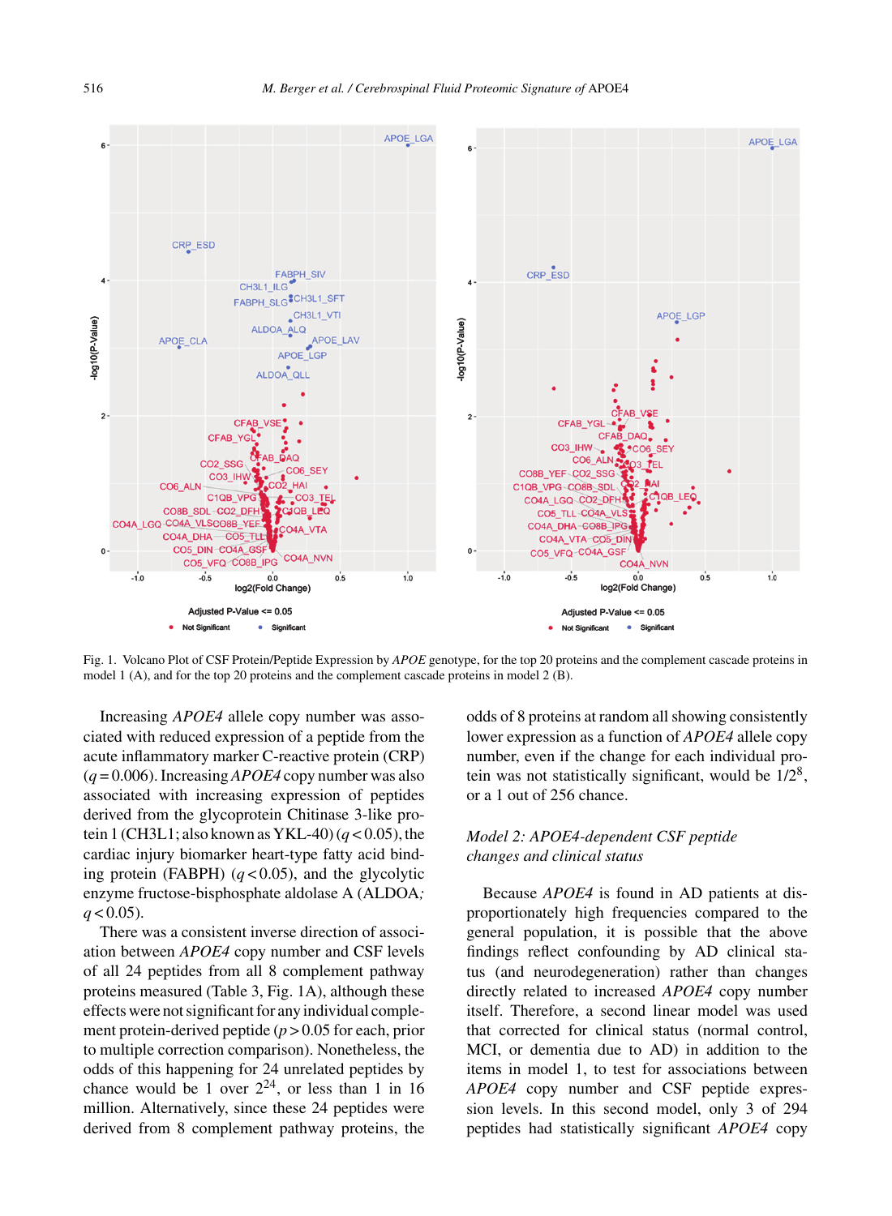Fig. 1. Volcano Plot of CSF Protein/Peptide Expression by *APOE* genotype, for the top 20 proteins and the complement cascade proteins in model 1 (A), and for the top 20 proteins and the complement cascade proteins in model 2 (B).

Increasing *APOE4* allele copy number was associated with reduced expression of a peptide from the acute inflammatory marker C-reactive protein (CRP) ($q = 0.006$). Increasing *APOE4* copy number was also associated with increasing expression of peptides derived from the glycoprotein Chitinase 3-like protein 1 (CH3L1; also known as YKL-40) ($q < 0.05$), the cardiac injury biomarker heart-type fatty acid binding protein (FABPH) ($q < 0.05$), and the glycolytic enzyme fructose-bisphosphate aldolase A (ALDOA; $q < 0.05$).

There was a consistent inverse direction of association between *APOE4* copy number and CSF levels of all 24 peptides from all 8 complement pathway proteins measured (Table 3, Fig. 1A), although these effects were not significant for any individual complement protein-derived peptide ($p > 0.05$ for each, prior to multiple correction comparison). Nonetheless, the odds of this happening for 24 unrelated peptides by chance would be 1 over $2^{24}$, or less than 1 in 16 million. Alternatively, since these 24 peptides were derived from 8 complement pathway proteins, the odds of 8 proteins at random all showing consistently lower expression as a function of *APOE4* allele copy number, even if the change for each individual protein was not statistically significant, would be $1/2^8$, or a 1 out of 256 chance.

### *Model 2: APOE4-dependent CSF peptide changes and clinical status*

Because *APOE4* is found in AD patients at disproportionately high frequencies compared to the general population, it is possible that the above findings reflect confounding by AD clinical status (and neurodegeneration) rather than changes directly related to increased *APOE4* copy number itself. Therefore, a second linear model was used that corrected for clinical status (normal control, MCI, or dementia due to AD) in addition to the items in model 1, to test for associations between *APOE4* copy number and CSF peptide expression levels. In this second model, only 3 of 294 peptides had statistically significant *APOE4* copy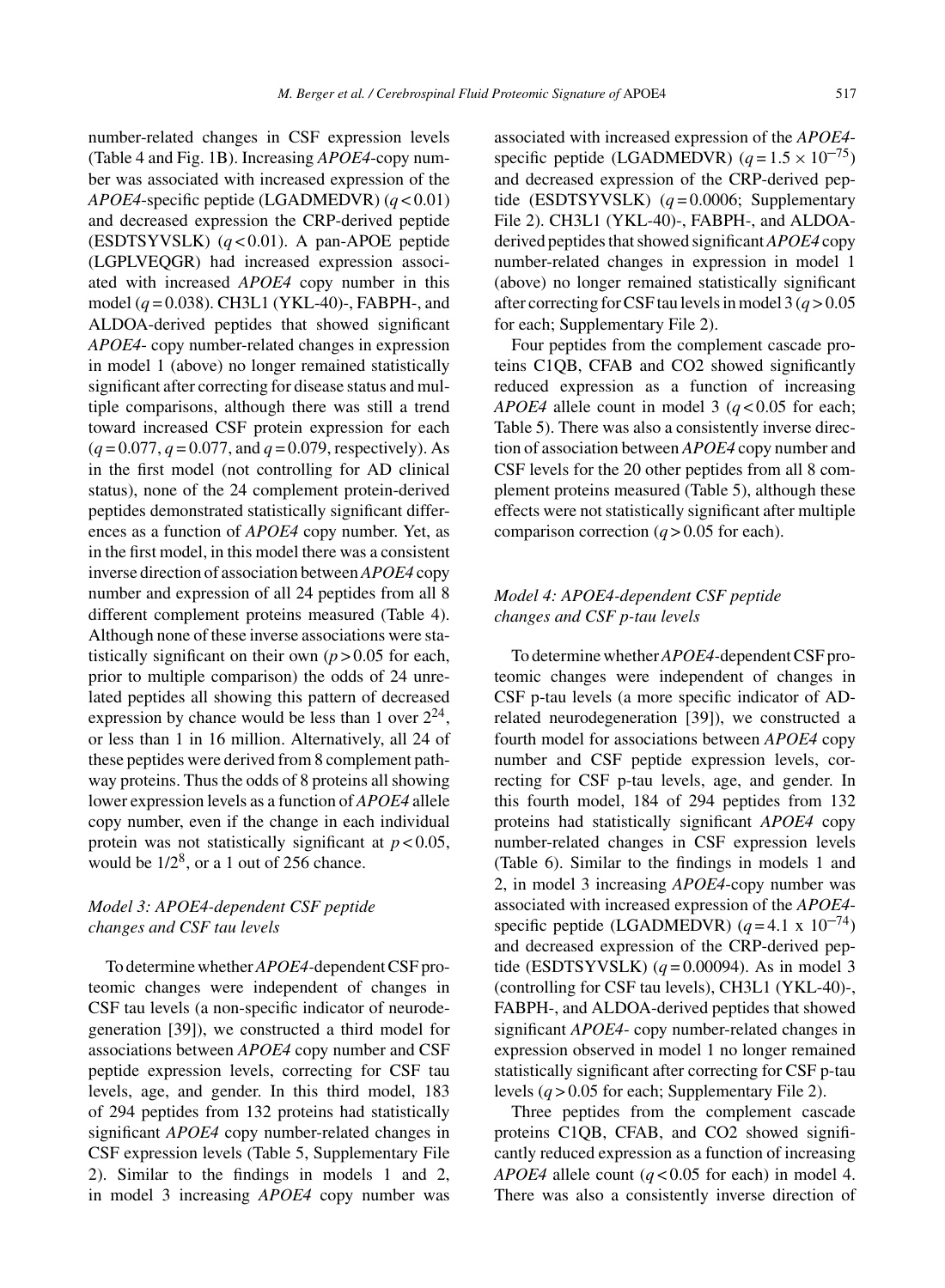number-related changes in CSF expression levels (Table 4 and Fig. 1B). Increasing *APOE4*-copy number was associated with increased expression of the *APOE4*-specific peptide (LGADMEDVR) ($q < 0.01$) and decreased expression the CRP-derived peptide (ESDTSYVSLK) ($q < 0.01$). A pan-APOE peptide (LGPLVEQGR) had increased expression associated with increased *APOE4* copy number in this model ($q = 0.038$). CH3L1 (YKL-40)-, FABPH-, and ALDOA-derived peptides that showed significant *APOE4*- copy number-related changes in expression in model 1 (above) no longer remained statistically significant after correcting for disease status and multiple comparisons, although there was still a trend toward increased CSF protein expression for each ($q = 0.077$, $q = 0.077$, and $q = 0.079$, respectively). As in the first model (not controlling for AD clinical status), none of the 24 complement protein-derived peptides demonstrated statistically significant differences as a function of *APOE4* copy number. Yet, as in the first model, in this model there was a consistent inverse direction of association between *APOE4* copy number and expression of all 24 peptides from all 8 different complement proteins measured (Table 4). Although none of these inverse associations were statistically significant on their own ($p > 0.05$ for each, prior to multiple comparison) the odds of 24 unrelated peptides all showing this pattern of decreased expression by chance would be less than 1 over $2^{24}$, or less than 1 in 16 million. Alternatively, all 24 of these peptides were derived from 8 complement pathway proteins. Thus the odds of 8 proteins all showing lower expression levels as a function of *APOE4* allele copy number, even if the change in each individual protein was not statistically significant at $p < 0.05$, would be $1/2^8$, or a 1 out of 256 chance.

### *Model 3: APOE4-dependent CSF peptide changes and CSF tau levels*

To determine whether *APOE4*-dependent CSF proteomic changes were independent of changes in CSF tau levels (a non-specific indicator of neurodegeneration [39]), we constructed a third model for associations between *APOE4* copy number and CSF peptide expression levels, correcting for CSF tau levels, age, and gender. In this third model, 183 of 294 peptides from 132 proteins had statistically significant *APOE4* copy number-related changes in CSF expression levels (Table 5, Supplementary File 2). Similar to the findings in models 1 and 2, in model 3 increasing *APOE4* copy number was associated with increased expression of the *APOE4*-specific peptide (LGADMEDVR) ($q = 1.5 \times 10^{-75}$) and decreased expression of the CRP-derived peptide (ESDTSYVSLK) ($q = 0.0006$; Supplementary File 2). CH3L1 (YKL-40)-, FABPH-, and ALDOA-derived peptides that showed significant *APOE4* copy number-related changes in expression in model 1 (above) no longer remained statistically significant after correcting for CSF tau levels in model 3 ($q > 0.05$ for each; Supplementary File 2).

Four peptides from the complement cascade proteins C1QB, CFAB and CO2 showed significantly reduced expression as a function of increasing *APOE4* allele count in model 3 ($q < 0.05$ for each; Table 5). There was also a consistently inverse direction of association between *APOE4* copy number and CSF levels for the 20 other peptides from all 8 complement proteins measured (Table 5), although these effects were not statistically significant after multiple comparison correction ($q > 0.05$ for each).

### *Model 4: APOE4-dependent CSF peptide changes and CSF p-tau levels*

To determine whether *APOE4*-dependent CSF proteomic changes were independent of changes in CSF p-tau levels (a more specific indicator of AD-related neurodegeneration [39]), we constructed a fourth model for associations between *APOE4* copy number and CSF peptide expression levels, correcting for CSF p-tau levels, age, and gender. In this fourth model, 184 of 294 peptides from 132 proteins had statistically significant *APOE4* copy number-related changes in CSF expression levels (Table 6). Similar to the findings in models 1 and 2, in model 3 increasing *APOE4*-copy number was associated with increased expression of the *APOE4*-specific peptide (LGADMEDVR) ($q = 4.1 \times 10^{-74}$) and decreased expression of the CRP-derived peptide (ESDTSYVSLK) ($q = 0.00094$). As in model 3 (controlling for CSF tau levels), CH3L1 (YKL-40)-, FABPH-, and ALDOA-derived peptides that showed significant *APOE4*- copy number-related changes in expression observed in model 1 no longer remained statistically significant after correcting for CSF p-tau levels ($q > 0.05$ for each; Supplementary File 2).

Three peptides from the complement cascade proteins C1QB, CFAB, and CO2 showed significantly reduced expression as a function of increasing *APOE4* allele count ($q < 0.05$ for each) in model 4. There was also a consistently inverse direction of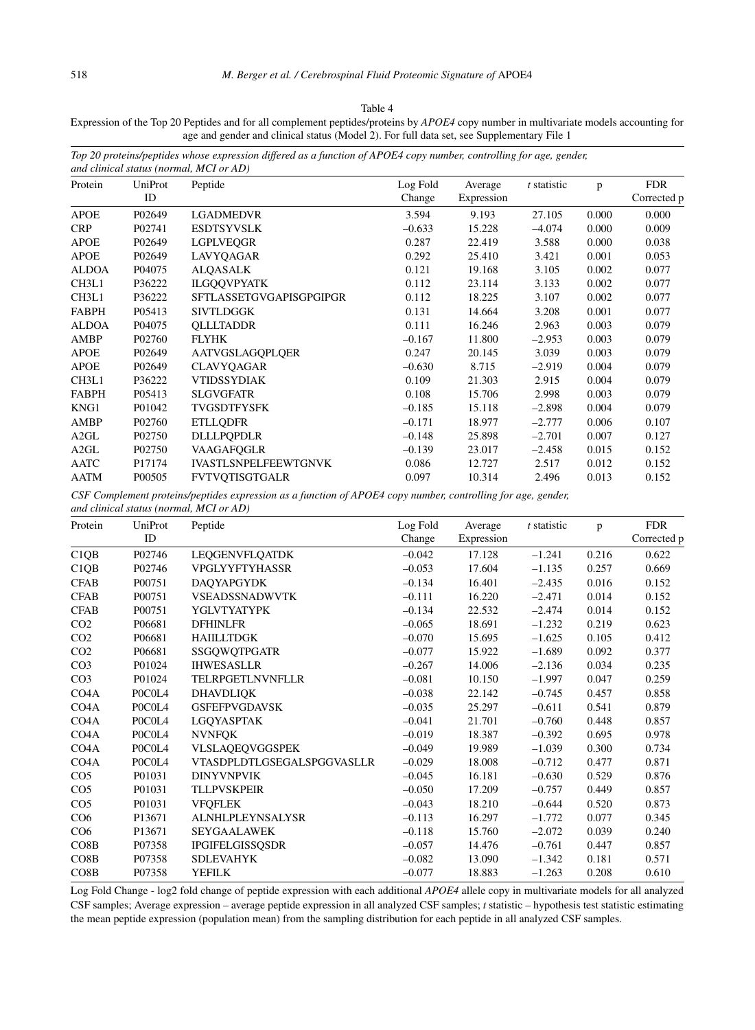Table 4

Expression of the Top 20 Peptides and for all complement peptides/proteins by *APOE4* copy number in multivariate models accounting for age and gender and clinical status (Model 2). For full data set, see Supplementary File 1

*Top 20 proteins/peptides whose expression differed as a function of APOE4 copy number, controlling for age, gender, and clinical status (normal, MCI or AD)*

| Protein | UniProt ID | Peptide | Log Fold Change | Average Expression | *t* statistic | p | FDR Corrected p |
|---|---|---|---|---|---|---|---|
| APOE | P02649 | LGADMEDVR | 3.594 | 9.193 | 27.105 | 0.000 | 0.000 |
| CRP | P02741 | ESDTSYVSLK | –0.633 | 15.228 | –4.074 | 0.000 | 0.009 |
| APOE | P02649 | LGPLVEQGR | 0.287 | 22.419 | 3.588 | 0.000 | 0.038 |
| APOE | P02649 | LAVYQAGAR | 0.292 | 25.410 | 3.421 | 0.001 | 0.053 |
| ALDOA | P04075 | ALQASALK | 0.121 | 19.168 | 3.105 | 0.002 | 0.077 |
| CH3L1 | P36222 | ILGQQVPYATK | 0.112 | 23.114 | 3.133 | 0.002 | 0.077 |
| CH3L1 | P36222 | SFTLASSETGVGAPISGPGIPGR | 0.112 | 18.225 | 3.107 | 0.002 | 0.077 |
| FABPH | P05413 | SIVTLDGGK | 0.131 | 14.664 | 3.208 | 0.001 | 0.077 |
| ALDOA | P04075 | QLLLTADDR | 0.111 | 16.246 | 2.963 | 0.003 | 0.079 |
| AMBP | P02760 | FLYHK | –0.167 | 11.800 | –2.953 | 0.003 | 0.079 |
| APOE | P02649 | AATVGSLAGQPLQER | 0.247 | 20.145 | 3.039 | 0.003 | 0.079 |
| APOE | P02649 | CLAVYQAGAR | –0.630 | 8.715 | –2.919 | 0.004 | 0.079 |
| CH3L1 | P36222 | VTIDSSYDIAK | 0.109 | 21.303 | 2.915 | 0.004 | 0.079 |
| FABPH | P05413 | SLGVGFATR | 0.108 | 15.706 | 2.998 | 0.003 | 0.079 |
| KNG1 | P01042 | TVGSDTFYSFK | –0.185 | 15.118 | –2.898 | 0.004 | 0.079 |
| AMBP | P02760 | ETLLQDFR | –0.171 | 18.977 | –2.777 | 0.006 | 0.107 |
| A2GL | P02750 | DLLLPQPDLR | –0.148 | 25.898 | –2.701 | 0.007 | 0.127 |
| A2GL | P02750 | VAAGAFQGLR | –0.139 | 23.017 | –2.458 | 0.015 | 0.152 |
| AATC | P17174 | IVASTLSNPELFEEWTGNVK | 0.086 | 12.727 | 2.517 | 0.012 | 0.152 |
| AATM | P00505 | FVTVQTISGTGALR | 0.097 | 10.314 | 2.496 | 0.013 | 0.152 |

*CSF Complement proteins/peptides expression as a function of APOE4 copy number, controlling for age, gender, and clinical status (normal, MCI or AD)*

| Protein | UniProt ID | Peptide | Log Fold Change | Average Expression | *t* statistic | p | FDR Corrected p |
|---|---|---|---|---|---|---|---|
| C1QB | P02746 | LEQGENVFLQATDK | –0.042 | 17.128 | –1.241 | 0.216 | 0.622 |
| C1QB | P02746 | VPGLYYFTYHASSR | –0.053 | 17.604 | –1.135 | 0.257 | 0.669 |
| CFAB | P00751 | DAQYAPGYDK | –0.134 | 16.401 | –2.435 | 0.016 | 0.152 |
| CFAB | P00751 | VSEADSSNADWVTK | –0.111 | 16.220 | –2.471 | 0.014 | 0.152 |
| CFAB | P00751 | YGLVTYATYPK | –0.134 | 22.532 | –2.474 | 0.014 | 0.152 |
| CO2 | P06681 | DFHINLFR | –0.065 | 18.691 | –1.232 | 0.219 | 0.623 |
| CO2 | P06681 | HAIILLTDGK | –0.070 | 15.695 | –1.625 | 0.105 | 0.412 |
| CO2 | P06681 | SSGQWQTPGATR | –0.077 | 15.922 | –1.689 | 0.092 | 0.377 |
| CO3 | P01024 | IHWESASLLR | –0.267 | 14.006 | –2.136 | 0.034 | 0.235 |
| CO3 | P01024 | TELRPGETLNVNFLLR | –0.081 | 10.150 | –1.997 | 0.047 | 0.259 |
| CO4A | P0C0L4 | DHAVDLIQK | –0.038 | 22.142 | –0.745 | 0.457 | 0.858 |
| CO4A | P0C0L4 | GSFEFPVGDAVSK | –0.035 | 25.297 | –0.611 | 0.541 | 0.879 |
| CO4A | P0C0L4 | LGQYASPTAK | –0.041 | 21.701 | –0.760 | 0.448 | 0.857 |
| CO4A | P0C0L4 | NVNFQK | –0.019 | 18.387 | –0.392 | 0.695 | 0.978 |
| CO4A | P0C0L4 | VLSLAQEQVGGSPEK | –0.049 | 19.989 | –1.039 | 0.300 | 0.734 |
| CO4A | P0C0L4 | VTASDPLDTLGSEGALSPGGVASLLR | –0.029 | 18.008 | –0.712 | 0.477 | 0.871 |
| CO5 | P01031 | DINYVNPVIK | –0.045 | 16.181 | –0.630 | 0.529 | 0.876 |
| CO5 | P01031 | TLLPVSKPEIR | –0.050 | 17.209 | –0.757 | 0.449 | 0.857 |
| CO5 | P01031 | VFQFLEK | –0.043 | 18.210 | –0.644 | 0.520 | 0.873 |
| CO6 | P13671 | ALNHLPLEYNSALYSR | –0.113 | 16.297 | –1.772 | 0.077 | 0.345 |
| CO6 | P13671 | SEYGAALAWEK | –0.118 | 15.760 | –2.072 | 0.039 | 0.240 |
| CO8B | P07358 | IPGIFELGISSQSDR | –0.057 | 14.476 | –0.761 | 0.447 | 0.857 |
| CO8B | P07358 | SDLEVAHYK | –0.082 | 13.090 | –1.342 | 0.181 | 0.571 |
| CO8B | P07358 | YEFILK | –0.077 | 18.883 | –1.263 | 0.208 | 0.610 |

Log Fold Change - log2 fold change of peptide expression with each additional *APOE4* allele copy in multivariate models for all analyzed CSF samples; Average expression – average peptide expression in all analyzed CSF samples; *t* statistic – hypothesis test statistic estimating the mean peptide expression (population mean) from the sampling distribution for each peptide in all analyzed CSF samples.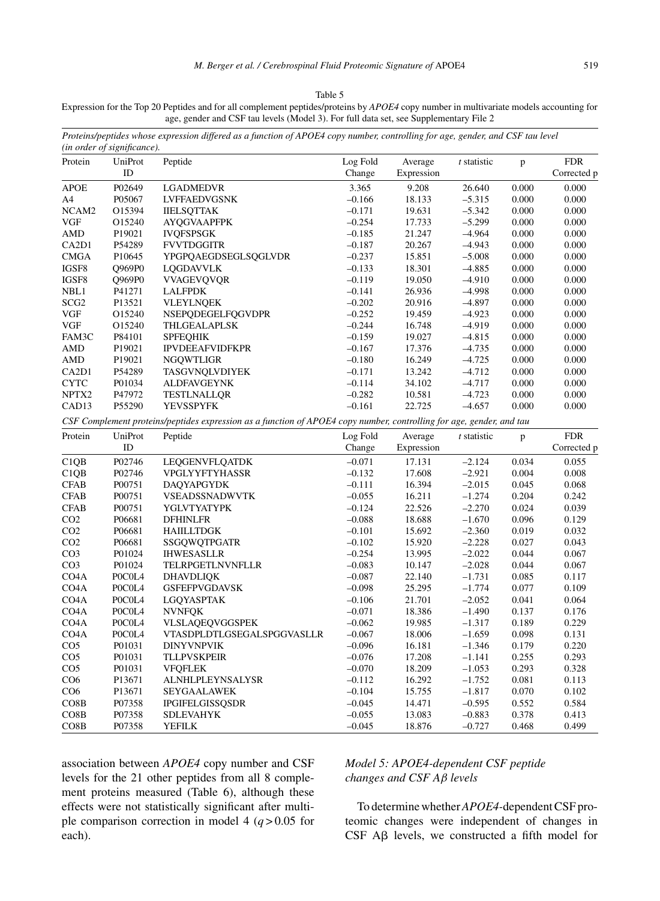Table 5
Expression for the Top 20 Peptides and for all complement peptides/proteins by *APOE4* copy number in multivariate models accounting for age, gender and CSF tau levels (Model 3). For full data set, see Supplementary File 2

*Proteins/peptides whose expression differed as a function of APOE4 copy number, controlling for age, gender, and CSF tau level (in order of significance).*

| Protein | UniProt ID | Peptide | Log Fold Change | Average Expression | *t* statistic | p | FDR Corrected p |
|---|---|---|---|---|---|---|---|
| APOE | P02649 | LGADMEDVR | 3.365 | 9.208 | 26.640 | 0.000 | 0.000 |
| A4 | P05067 | LVFFAEDVGSNK | –0.166 | 18.133 | –5.315 | 0.000 | 0.000 |
| NCAM2 | O15394 | IIELSQTTAK | –0.171 | 19.631 | –5.342 | 0.000 | 0.000 |
| VGF | O15240 | AYQGVAAPFPK | –0.254 | 17.733 | –5.299 | 0.000 | 0.000 |
| AMD | P19021 | IVQFSPSGK | –0.185 | 21.247 | –4.964 | 0.000 | 0.000 |
| CA2D1 | P54289 | FVVTDGGITR | –0.187 | 20.267 | –4.943 | 0.000 | 0.000 |
| CMGA | P10645 | YPGPQAEGDSEGLSQGLVDR | –0.237 | 15.851 | –5.008 | 0.000 | 0.000 |
| IGSF8 | Q969P0 | LQGDAVVLK | –0.133 | 18.301 | –4.885 | 0.000 | 0.000 |
| IGSF8 | Q969P0 | VVAGEVQVQR | –0.119 | 19.050 | –4.910 | 0.000 | 0.000 |
| NBL1 | P41271 | LALFPDK | –0.141 | 26.936 | –4.998 | 0.000 | 0.000 |
| SCG2 | P13521 | VLEYLNQEK | –0.202 | 20.916 | –4.897 | 0.000 | 0.000 |
| VGF | O15240 | NSEPQDEGELFQGVDPR | –0.252 | 19.459 | –4.923 | 0.000 | 0.000 |
| VGF | O15240 | THLGEALAPLSK | –0.244 | 16.748 | –4.919 | 0.000 | 0.000 |
| FAM3C | P84101 | SPFEQHIK | –0.159 | 19.027 | –4.815 | 0.000 | 0.000 |
| AMD | P19021 | IPVDEEAFVIDFKPR | –0.167 | 17.376 | –4.735 | 0.000 | 0.000 |
| AMD | P19021 | NGQWTLIGR | –0.180 | 16.249 | –4.725 | 0.000 | 0.000 |
| CA2D1 | P54289 | TASGVNQLVDIYEK | –0.171 | 13.242 | –4.712 | 0.000 | 0.000 |
| CYTC | P01034 | ALDFAVGEYNK | –0.114 | 34.102 | –4.717 | 0.000 | 0.000 |
| NPTX2 | P47972 | TESTLNALLQR | –0.282 | 10.581 | –4.723 | 0.000 | 0.000 |
| CAD13 | P55290 | YEVSSPYFK | –0.161 | 22.725 | –4.657 | 0.000 | 0.000 |

*CSF Complement proteins/peptides expression as a function of APOE4 copy number, controlling for age, gender, and tau*

| Protein | UniProt ID | Peptide | Log Fold Change | Average Expression | *t* statistic | p | FDR Corrected p |
|---|---|---|---|---|---|---|---|
| C1QB | P02746 | LEQGENVFLQATDK | –0.071 | 17.131 | –2.124 | 0.034 | 0.055 |
| C1QB | P02746 | VPGLYYFTYHASSR | –0.132 | 17.608 | –2.921 | 0.004 | 0.008 |
| CFAB | P00751 | DAQYAPGYDK | –0.111 | 16.394 | –2.015 | 0.045 | 0.068 |
| CFAB | P00751 | VSEADSSNADWVTK | –0.055 | 16.211 | –1.274 | 0.204 | 0.242 |
| CFAB | P00751 | YGLVTYATYPK | –0.124 | 22.526 | –2.270 | 0.024 | 0.039 |
| CO2 | P06681 | DFHINLFR | –0.088 | 18.688 | –1.670 | 0.096 | 0.129 |
| CO2 | P06681 | HAIILLTDGK | –0.101 | 15.692 | –2.360 | 0.019 | 0.032 |
| CO2 | P06681 | SSGQWQTPGATR | –0.102 | 15.920 | –2.228 | 0.027 | 0.043 |
| CO3 | P01024 | IHWESASLLR | –0.254 | 13.995 | –2.022 | 0.044 | 0.067 |
| CO3 | P01024 | TELRPGETLNVNFLLR | –0.083 | 10.147 | –2.028 | 0.044 | 0.067 |
| CO4A | P0C0L4 | DHAVDLIQK | –0.087 | 22.140 | –1.731 | 0.085 | 0.117 |
| CO4A | P0C0L4 | GSFEFPVGDAVSK | –0.098 | 25.295 | –1.774 | 0.077 | 0.109 |
| CO4A | P0C0L4 | LGQYASPTAK | –0.106 | 21.701 | –2.052 | 0.041 | 0.064 |
| CO4A | P0C0L4 | NVNFQK | –0.071 | 18.386 | –1.490 | 0.137 | 0.176 |
| CO4A | P0C0L4 | VLSLAQEQVGGSPEK | –0.062 | 19.985 | –1.317 | 0.189 | 0.229 |
| CO4A | P0C0L4 | VTASDPLDTLGSEGALSPGGVASLLR | –0.067 | 18.006 | –1.659 | 0.098 | 0.131 |
| CO5 | P01031 | DINYVNPVIK | –0.096 | 16.181 | –1.346 | 0.179 | 0.220 |
| CO5 | P01031 | TLLPVSKPEIR | –0.076 | 17.208 | –1.141 | 0.255 | 0.293 |
| CO5 | P01031 | VFQFLEK | –0.070 | 18.209 | –1.053 | 0.293 | 0.328 |
| CO6 | P13671 | ALNHLPLEYNSALYSR | –0.112 | 16.292 | –1.752 | 0.081 | 0.113 |
| CO6 | P13671 | SEYGAALAWEK | –0.104 | 15.755 | –1.817 | 0.070 | 0.102 |
| CO8B | P07358 | IPGIFELGISSQSDR | –0.045 | 14.471 | –0.595 | 0.552 | 0.584 |
| CO8B | P07358 | SDLEVAHYK | –0.055 | 13.083 | –0.883 | 0.378 | 0.413 |
| CO8B | P07358 | YEFILK | –0.045 | 18.876 | –0.727 | 0.468 | 0.499 |

association between *APOE4* copy number and CSF levels for the 21 other peptides from all 8 complement proteins measured (Table 6), although these effects were not statistically significant after multiple comparison correction in model 4 ($q > 0.05$ for each).

### *Model 5: APOE4-dependent CSF peptide changes and CSF Aβ levels*

To determine whether *APOE4*-dependent CSF proteomic changes were independent of changes in CSF Aβ levels, we constructed a fifth model for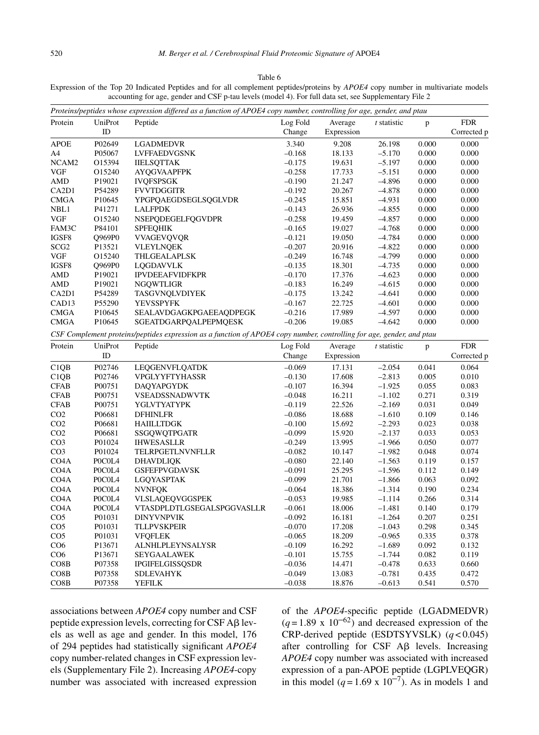Table 6
Expression of the Top 20 Indicated Peptides and for all complement peptides/proteins by *APOE4* copy number in multivariate models accounting for age, gender and CSF p-tau levels (model 4). For full data set, see Supplementary File 2

*Proteins/peptides whose expression differed as a function of APOE4 copy number, controlling for age, gender, and ptau*

| Protein | UniProt ID | Peptide | Log Fold Change | Average Expression | *t* statistic | p | FDR Corrected p |
|---|---|---|---|---|---|---|---|
| APOE | P02649 | LGADMEDVR | 3.340 | 9.208 | 26.198 | 0.000 | 0.000 |
| A4 | P05067 | LVFFAEDVGSNK | –0.168 | 18.133 | –5.170 | 0.000 | 0.000 |
| NCAM2 | O15394 | IIELSQTTAK | –0.175 | 19.631 | –5.197 | 0.000 | 0.000 |
| VGF | O15240 | AYQGVAAPFPK | –0.258 | 17.733 | –5.151 | 0.000 | 0.000 |
| AMD | P19021 | IVQFSPSGK | –0.190 | 21.247 | –4.896 | 0.000 | 0.000 |
| CA2D1 | P54289 | FVVTDGGITR | –0.192 | 20.267 | –4.878 | 0.000 | 0.000 |
| CMGA | P10645 | YPGPQAEGDSEGLSQGLVDR | –0.245 | 15.851 | –4.931 | 0.000 | 0.000 |
| NBL1 | P41271 | LALFPDK | –0.143 | 26.936 | –4.855 | 0.000 | 0.000 |
| VGF | O15240 | NSEPQDEGELFQGVDPR | –0.258 | 19.459 | –4.857 | 0.000 | 0.000 |
| FAM3C | P84101 | SPFEQHIK | –0.165 | 19.027 | –4.768 | 0.000 | 0.000 |
| IGSF8 | Q969P0 | VVAGEVQVQR | –0.121 | 19.050 | –4.784 | 0.000 | 0.000 |
| SCG2 | P13521 | VLEYLNQEK | –0.207 | 20.916 | –4.822 | 0.000 | 0.000 |
| VGF | O15240 | THLGEALAPLSK | –0.249 | 16.748 | –4.799 | 0.000 | 0.000 |
| IGSF8 | Q969P0 | LQGDAVVLK | –0.135 | 18.301 | –4.735 | 0.000 | 0.000 |
| AMD | P19021 | IPVDEEAFVIDFKPR | –0.170 | 17.376 | –4.623 | 0.000 | 0.000 |
| AMD | P19021 | NGQWTLIGR | –0.183 | 16.249 | –4.615 | 0.000 | 0.000 |
| CA2D1 | P54289 | TASGVNQLVDIYEK | –0.175 | 13.242 | –4.641 | 0.000 | 0.000 |
| CAD13 | P55290 | YEVSSPYFK | –0.167 | 22.725 | –4.601 | 0.000 | 0.000 |
| CMGA | P10645 | SEALAVDGAGKPGAEEAQDPEGK | –0.216 | 17.989 | –4.597 | 0.000 | 0.000 |
| CMGA | P10645 | SGEATDGARPQALPEPMQESK | –0.206 | 19.085 | –4.642 | 0.000 | 0.000 |

*CSF Complement proteins/peptides expression as a function of APOE4 copy number, controlling for age, gender, and ptau*

| Protein | UniProt ID | Peptide | Log Fold Change | Average Expression | *t* statistic | p | FDR Corrected p |
|---|---|---|---|---|---|---|---|
| C1QB | P02746 | LEQGENVFLQATDK | –0.069 | 17.131 | –2.054 | 0.041 | 0.064 |
| C1QB | P02746 | VPGLYYFTYHASSR | –0.130 | 17.608 | –2.813 | 0.005 | 0.010 |
| CFAB | P00751 | DAQYAPGYDK | –0.107 | 16.394 | –1.925 | 0.055 | 0.083 |
| CFAB | P00751 | VSEADSSNADWVTK | –0.048 | 16.211 | –1.102 | 0.271 | 0.319 |
| CFAB | P00751 | YGLVTYATYPK | –0.119 | 22.526 | –2.169 | 0.031 | 0.049 |
| CO2 | P06681 | DFHINLFR | –0.086 | 18.688 | –1.610 | 0.109 | 0.146 |
| CO2 | P06681 | HAIILLTDGK | –0.100 | 15.692 | –2.293 | 0.023 | 0.038 |
| CO2 | P06681 | SSGQWQTPGATR | –0.099 | 15.920 | –2.137 | 0.033 | 0.053 |
| CO3 | P01024 | IHWESASLLR | –0.249 | 13.995 | –1.966 | 0.050 | 0.077 |
| CO3 | P01024 | TELRPGETLNVNFLLR | –0.082 | 10.147 | –1.982 | 0.048 | 0.074 |
| CO4A | P0C0L4 | DHAVDLIQK | –0.080 | 22.140 | –1.563 | 0.119 | 0.157 |
| CO4A | P0C0L4 | GSFEFPVGDAVSK | –0.091 | 25.295 | –1.596 | 0.112 | 0.149 |
| CO4A | P0C0L4 | LGQYASPTAK | –0.099 | 21.701 | –1.866 | 0.063 | 0.092 |
| CO4A | P0C0L4 | NVNFQK | –0.064 | 18.386 | –1.314 | 0.190 | 0.234 |
| CO4A | P0C0L4 | VLSLAQEQVGGSPEK | –0.053 | 19.985 | –1.114 | 0.266 | 0.314 |
| CO4A | P0C0L4 | VTASDPLDTLGSEGALSPGGVASLLR | –0.061 | 18.006 | –1.481 | 0.140 | 0.179 |
| CO5 | P01031 | DINYVNPVIK | –0.092 | 16.181 | –1.264 | 0.207 | 0.251 |
| CO5 | P01031 | TLLPVSKPEIR | –0.070 | 17.208 | –1.043 | 0.298 | 0.345 |
| CO5 | P01031 | VFQFLEK | –0.065 | 18.209 | –0.965 | 0.335 | 0.378 |
| CO6 | P13671 | ALNHLPLEYNSALYSR | –0.109 | 16.292 | –1.689 | 0.092 | 0.132 |
| CO6 | P13671 | SEYGAALAWEK | –0.101 | 15.755 | –1.744 | 0.082 | 0.119 |
| CO8B | P07358 | IPGIFELGISSQSDR | –0.036 | 14.471 | –0.478 | 0.633 | 0.660 |
| CO8B | P07358 | SDLEVAHYK | –0.049 | 13.083 | –0.781 | 0.435 | 0.472 |
| CO8B | P07358 | YEFILK | –0.038 | 18.876 | –0.613 | 0.541 | 0.570 |

associations between *APOE4* copy number and CSF peptide expression levels, correcting for CSF Aβ levels as well as age and gender. In this model, 176 of 294 peptides had statistically significant *APOE4* copy number-related changes in CSF expression levels (Supplementary File 2). Increasing *APOE4*-copy number was associated with increased expression of the *APOE4*-specific peptide (LGADMEDVR) ($q = 1.89 \times 10^{-62}$) and decreased expression of the CRP-derived peptide (ESDTSYVSLK) ($q < 0.045$) after controlling for CSF Aβ levels. Increasing *APOE4* copy number was associated with increased expression of a pan-APOE peptide (LGPLVEQGR) in this model ($q = 1.69 \times 10^{-7}$). As in models 1 and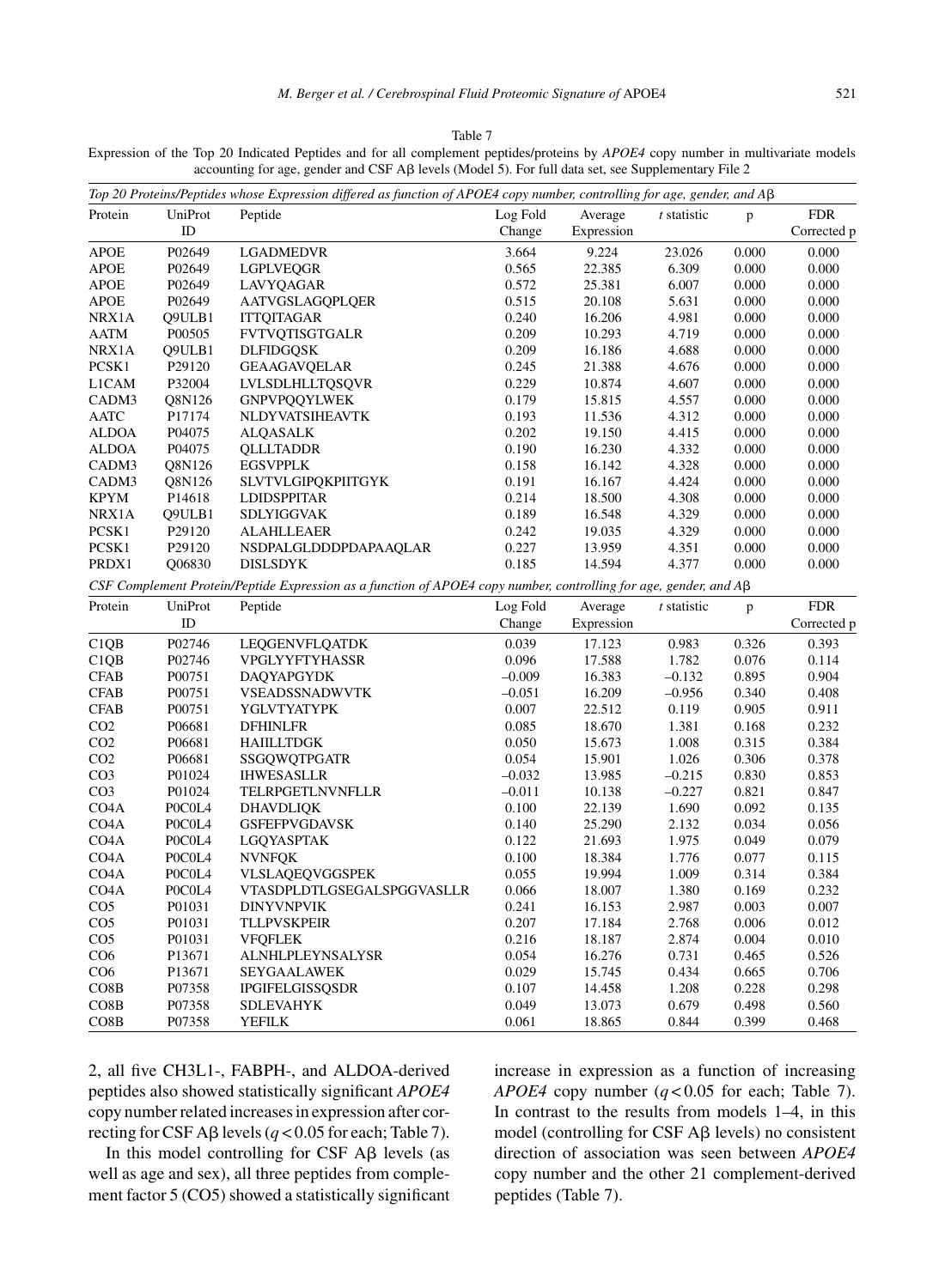Table 7

Expression of the Top 20 Indicated Peptides and for all complement peptides/proteins by *APOE4* copy number in multivariate models accounting for age, gender and CSF Aβ levels (Model 5). For full data set, see Supplementary File 2

*Top 20 Proteins/Peptides whose Expression differed as function of APOE4 copy number, controlling for age, gender, and Aβ*

| Protein | UniProt ID | Peptide | Log Fold Change | Average Expression | *t* statistic | p | FDR Corrected p |
|---|---|---|---|---|---|---|---|
| APOE | P02649 | LGADMEDVR | 3.664 | 9.224 | 23.026 | 0.000 | 0.000 |
| APOE | P02649 | LGPLVEQGR | 0.565 | 22.385 | 6.309 | 0.000 | 0.000 |
| APOE | P02649 | LAVYQAGAR | 0.572 | 25.381 | 6.007 | 0.000 | 0.000 |
| APOE | P02649 | AATVGSLAGQPLQER | 0.515 | 20.108 | 5.631 | 0.000 | 0.000 |
| NRX1A | Q9ULB1 | ITTQITAGAR | 0.240 | 16.206 | 4.981 | 0.000 | 0.000 |
| AATM | P00505 | FVTVQTISGTGALR | 0.209 | 10.293 | 4.719 | 0.000 | 0.000 |
| NRX1A | Q9ULB1 | DLFIDGQSK | 0.209 | 16.186 | 4.688 | 0.000 | 0.000 |
| PCSK1 | P29120 | GEAAGAVQELAR | 0.245 | 21.388 | 4.676 | 0.000 | 0.000 |
| L1CAM | P32004 | LVLSDLHLLTQSQVR | 0.229 | 10.874 | 4.607 | 0.000 | 0.000 |
| CADM3 | Q8N126 | GNPVPQQYLWEK | 0.179 | 15.815 | 4.557 | 0.000 | 0.000 |
| AATC | P17174 | NLDYVATSIHEAVTK | 0.193 | 11.536 | 4.312 | 0.000 | 0.000 |
| ALDOA | P04075 | ALQASALK | 0.202 | 19.150 | 4.415 | 0.000 | 0.000 |
| ALDOA | P04075 | QLLLTADDR | 0.190 | 16.230 | 4.332 | 0.000 | 0.000 |
| CADM3 | Q8N126 | EGSVPPLK | 0.158 | 16.142 | 4.328 | 0.000 | 0.000 |
| CADM3 | Q8N126 | SLVTVLGIPQKPIITGYK | 0.191 | 16.167 | 4.424 | 0.000 | 0.000 |
| KPYM | P14618 | LDIDSPPITAR | 0.214 | 18.500 | 4.308 | 0.000 | 0.000 |
| NRX1A | Q9ULB1 | SDLYIGGVAK | 0.189 | 16.548 | 4.329 | 0.000 | 0.000 |
| PCSK1 | P29120 | ALAHLLEAER | 0.242 | 19.035 | 4.329 | 0.000 | 0.000 |
| PCSK1 | P29120 | NSDPALGLDDDPDAPAAQLAR | 0.227 | 13.959 | 4.351 | 0.000 | 0.000 |
| PRDX1 | Q06830 | DISLSDYK | 0.185 | 14.594 | 4.377 | 0.000 | 0.000 |

*CSF Complement Protein/Peptide Expression as a function of APOE4 copy number, controlling for age, gender, and Aβ*

| Protein | UniProt ID | Peptide | Log Fold Change | Average Expression | *t* statistic | p | FDR Corrected p |
|---|---|---|---|---|---|---|---|
| C1QB | P02746 | LEQGENVFLQATDK | 0.039 | 17.123 | 0.983 | 0.326 | 0.393 |
| C1QB | P02746 | VPGLYYFTYHASSR | 0.096 | 17.588 | 1.782 | 0.076 | 0.114 |
| CFAB | P00751 | DAQYAPGYDK | –0.009 | 16.383 | –0.132 | 0.895 | 0.904 |
| CFAB | P00751 | VSEADSSNADWVTK | –0.051 | 16.209 | –0.956 | 0.340 | 0.408 |
| CFAB | P00751 | YGLVTYATYPK | 0.007 | 22.512 | 0.119 | 0.905 | 0.911 |
| CO2 | P06681 | DFHINLFR | 0.085 | 18.670 | 1.381 | 0.168 | 0.232 |
| CO2 | P06681 | HAIILLTDGK | 0.050 | 15.673 | 1.008 | 0.315 | 0.384 |
| CO2 | P06681 | SSGQWQTPGATR | 0.054 | 15.901 | 1.026 | 0.306 | 0.378 |
| CO3 | P01024 | IHWESASLLR | –0.032 | 13.985 | –0.215 | 0.830 | 0.853 |
| CO3 | P01024 | TELRPGETLNVNFLLR | –0.011 | 10.138 | –0.227 | 0.821 | 0.847 |
| CO4A | P0C0L4 | DHAVDLIQK | 0.100 | 22.139 | 1.690 | 0.092 | 0.135 |
| CO4A | P0C0L4 | GSFEFPVGDAVSK | 0.140 | 25.290 | 2.132 | 0.034 | 0.056 |
| CO4A | P0C0L4 | LGQYASPTAK | 0.122 | 21.693 | 1.975 | 0.049 | 0.079 |
| CO4A | P0C0L4 | NVNFQK | 0.100 | 18.384 | 1.776 | 0.077 | 0.115 |
| CO4A | P0C0L4 | VLSLAQEQVGGSPEK | 0.055 | 19.994 | 1.009 | 0.314 | 0.384 |
| CO4A | P0C0L4 | VTASDPLDTLGSEGALSPGGVASLLR | 0.066 | 18.007 | 1.380 | 0.169 | 0.232 |
| CO5 | P01031 | DINYVNPVIK | 0.241 | 16.153 | 2.987 | 0.003 | 0.007 |
| CO5 | P01031 | TLLPVSKPEIR | 0.207 | 17.184 | 2.768 | 0.006 | 0.012 |
| CO5 | P01031 | VFQFLEK | 0.216 | 18.187 | 2.874 | 0.004 | 0.010 |
| CO6 | P13671 | ALNHLPLEYNSALYSR | 0.054 | 16.276 | 0.731 | 0.465 | 0.526 |
| CO6 | P13671 | SEYGAALAWEK | 0.029 | 15.745 | 0.434 | 0.665 | 0.706 |
| CO8B | P07358 | IPGIFELGISSQSDR | 0.107 | 14.458 | 1.208 | 0.228 | 0.298 |
| CO8B | P07358 | SDLEVAHYK | 0.049 | 13.073 | 0.679 | 0.498 | 0.560 |
| CO8B | P07358 | YEFILK | 0.061 | 18.865 | 0.844 | 0.399 | 0.468 |

2, all five CH3L1-, FABPH-, and ALDOA-derived peptides also showed statistically significant *APOE4* copy number related increases in expression after correcting for CSF Aβ levels ($q < 0.05$ for each; Table 7).

In this model controlling for CSF Aβ levels (as well as age and sex), all three peptides from complement factor 5 (CO5) showed a statistically significant increase in expression as a function of increasing *APOE4* copy number ($q < 0.05$ for each; Table 7). In contrast to the results from models 1–4, in this model (controlling for CSF Aβ levels) no consistent direction of association was seen between *APOE4* copy number and the other 21 complement-derived peptides (Table 7).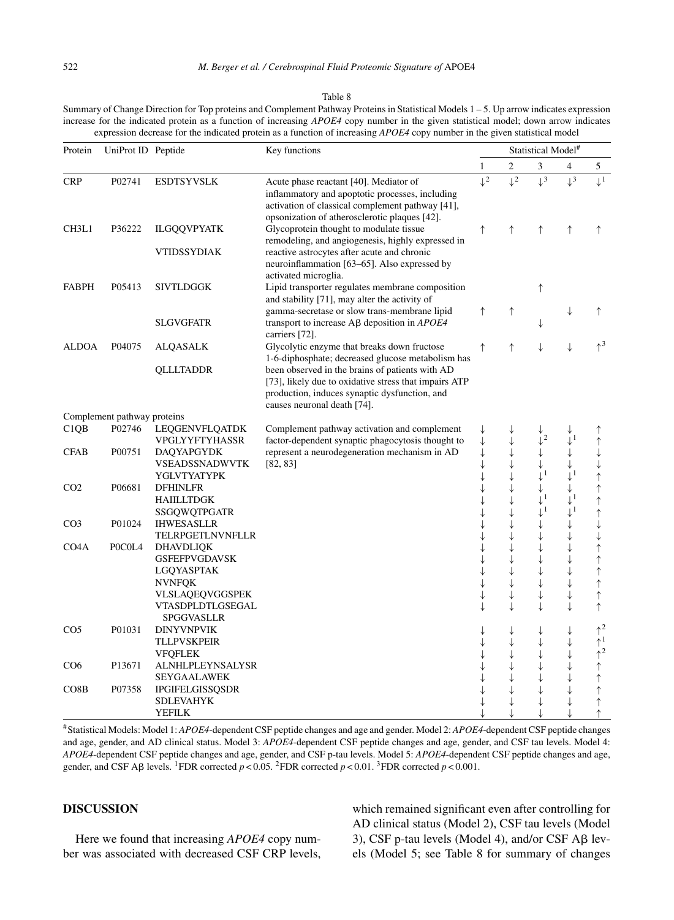Table 8

Summary of Change Direction for Top proteins and Complement Pathway Proteins in Statistical Models 1 – 5. Up arrow indicates expression increase for the indicated protein as a function of increasing *APOE4* copy number in the given statistical model; down arrow indicates expression decrease for the indicated protein as a function of increasing *APOE4* copy number in the given statistical model

| Protein | UniProt ID | Peptide | Key functions | Statistical Model# | | | | |
|---|---|---|---|---|---|---|---|---|
| | | | | 1 | 2 | 3 | 4 | 5 |
| CRP | P02741 | ESDTSYVSLK | Acute phase reactant [40]. Mediator of inflammatory and apoptotic processes, including activation of classical complement pathway [41], opsonization of atherosclerotic plaques [42]. | ↓[2] | ↓[2] | ↓[3] | ↓[3] | ↓[1] |
| CH3L1 | P36222 | ILGQQVPYATK | Glycoprotein thought to modulate tissue remodeling, and angiogenesis, highly expressed in reactive astrocytes after acute and chronic neuroinflammation [63–65]. Also expressed by activated microglia. | ↑ | ↑ | ↑ | ↑ | ↑ |
| | | VTIDSSYDIAK | | | | | | |
| FABPH | P05413 | SIVTLDGGK | Lipid transporter regulates membrane composition and stability [71], may alter the activity of gamma-secretase or slow trans-membrane lipid transport to increase Aβ deposition in *APOE4* carriers [72]. | ↑ | ↑ | ↑ | ↓ | ↑ |
| | | SLGVGFATR | | | | ↓ | | |
| ALDOA | P04075 | ALQASALK | Glycolytic enzyme that breaks down fructose 1-6-diphosphate; decreased glucose metabolism has been observed in the brains of patients with AD [73], likely due to oxidative stress that impairs ATP production, induces synaptic dysfunction, and causes neuronal death [74]. | ↑ | ↑ | ↓ | ↓ | ↑[3] |
| | | QLLLTADDR | | | | | | |
| Complement pathway proteins | | | | | | | | |
| C1QB | P02746 | LEQGENVFLQATDK | Complement pathway activation and complement factor-dependent synaptic phagocytosis thought to represent a neurodegeneration mechanism in AD [82, 83] | ↓ | ↓ | ↓ | ↓ | ↑ |
| | | VPGLYYFTYHASSR | | ↓ | ↓ | ↓[2] | ↓[1] | ↑ |
| CFAB | P00751 | DAQYAPGYDK | | ↓ | ↓ | ↓ | ↓ | ↓ |
| | | VSEADSSNADWVTK | | ↓ | ↓ | ↓ | ↓ | ↓ |
| | | YGLVTYATYPK | | ↓ | ↓ | ↓[1] | ↓[1] | ↑ |
| CO2 | P06681 | DFHINLFR | | ↓ | ↓ | ↓ | ↓ | ↑ |
| | | HAIILLTDGK | | ↓ | ↓ | ↓[1] | ↓[1] | ↑ |
| | | SSGQWQTPGATR | | ↓ | ↓ | ↓[1] | ↓[1] | ↑ |
| CO3 | P01024 | IHWESASLLR | | ↓ | ↓ | ↓ | ↓ | ↓ |
| | | TELRPGETLNVNFLLR | | ↓ | ↓ | ↓ | ↓ | ↓ |
| CO4A | P0C0L4 | DHAVDLIQK | | ↓ | ↓ | ↓ | ↓ | ↑ |
| | | GSFEFPVGDAVSK | | ↓ | ↓ | ↓ | ↓ | ↑ |
| | | LGQYASPTAK | | ↓ | ↓ | ↓ | ↓ | ↑ |
| | | NVNFQK | | ↓ | ↓ | ↓ | ↓ | ↑ |
| | | VLSLAQEQVGGSPEK | | ↓ | ↓ | ↓ | ↓ | ↑ |
| | | VTASDPLDTLGSEGAL SPGGVASLLR | | ↓ | ↓ | ↓ | ↓ | ↑ |
| CO5 | P01031 | DINYVNPVIK | | ↓ | ↓ | ↓ | ↓ | ↑[2] |
| | | TLLPVSKPEIR | | ↓ | ↓ | ↓ | ↓ | ↑[1] |
| | | VFQFLEK | | ↓ | ↓ | ↓ | ↓ | ↑[2] |
| CO6 | P13671 | ALNHLPLEYNSALYSR | | ↓ | ↓ | ↓ | ↓ | ↑ |
| | | SEYGAALAWEK | | ↓ | ↓ | ↓ | ↓ | ↑ |
| CO8B | P07358 | IPGIFELGISSQSDR | | ↓ | ↓ | ↓ | ↓ | ↑ |
| | | SDLEVAHYK | | ↓ | ↓ | ↓ | ↓ | ↑ |
| | | YEFILK | | ↓ | ↓ | ↓ | ↓ | ↑ |

#Statistical Models: Model 1: *APOE4*-dependent CSF peptide changes and age and gender. Model 2: *APOE4*-dependent CSF peptide changes and age, gender, and AD clinical status. Model 3: *APOE4*-dependent CSF peptide changes and age, gender, and CSF tau levels. Model 4: *APOE4*-dependent CSF peptide changes and age, gender, and CSF p-tau levels. Model 5: *APOE4*-dependent CSF peptide changes and age, gender, and CSF Aβ levels. [1]FDR corrected $p < 0.05$. [2]FDR corrected $p < 0.01$. [3]FDR corrected $p < 0.001$.

## DISCUSSION

Here we found that increasing *APOE4* copy number was associated with decreased CSF CRP levels, which remained significant even after controlling for AD clinical status (Model 2), CSF tau levels (Model 3), CSF p-tau levels (Model 4), and/or CSF Aβ levels (Model 5; see Table 8 for summary of changes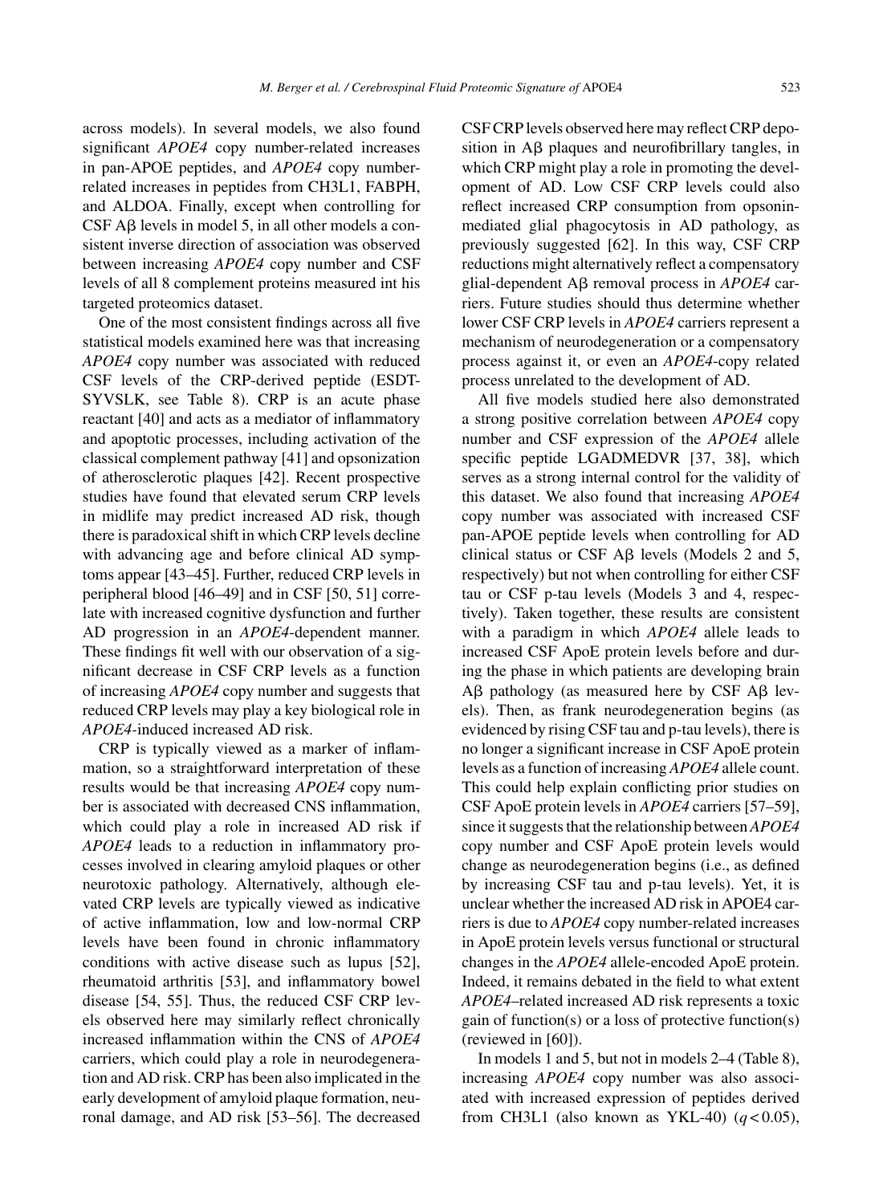across models). In several models, we also found significant *APOE4* copy number-related increases in pan-APOE peptides, and *APOE4* copy number-related increases in peptides from CH3L1, FABPH, and ALDOA. Finally, except when controlling for CSF Aβ levels in model 5, in all other models a consistent inverse direction of association was observed between increasing *APOE4* copy number and CSF levels of all 8 complement proteins measured int his targeted proteomics dataset.

One of the most consistent findings across all five statistical models examined here was that increasing *APOE4* copy number was associated with reduced CSF levels of the CRP-derived peptide (ESDTSYVSLK, see Table 8). CRP is an acute phase reactant [40] and acts as a mediator of inflammatory and apoptotic processes, including activation of the classical complement pathway [41] and opsonization of atherosclerotic plaques [42]. Recent prospective studies have found that elevated serum CRP levels in midlife may predict increased AD risk, though there is paradoxical shift in which CRP levels decline with advancing age and before clinical AD symptoms appear [43–45]. Further, reduced CRP levels in peripheral blood [46–49] and in CSF [50, 51] correlate with increased cognitive dysfunction and further AD progression in an *APOE4*-dependent manner. These findings fit well with our observation of a significant decrease in CSF CRP levels as a function of increasing *APOE4* copy number and suggests that reduced CRP levels may play a key biological role in *APOE4*-induced increased AD risk.

CRP is typically viewed as a marker of inflammation, so a straightforward interpretation of these results would be that increasing *APOE4* copy number is associated with decreased CNS inflammation, which could play a role in increased AD risk if *APOE4* leads to a reduction in inflammatory processes involved in clearing amyloid plaques or other neurotoxic pathology. Alternatively, although elevated CRP levels are typically viewed as indicative of active inflammation, low and low-normal CRP levels have been found in chronic inflammatory conditions with active disease such as lupus [52], rheumatoid arthritis [53], and inflammatory bowel disease [54, 55]. Thus, the reduced CSF CRP levels observed here may similarly reflect chronically increased inflammation within the CNS of *APOE4* carriers, which could play a role in neurodegeneration and AD risk. CRP has been also implicated in the early development of amyloid plaque formation, neuronal damage, and AD risk [53–56]. The decreased CSF CRP levels observed here may reflect CRP deposition in Aβ plaques and neurofibrillary tangles, in which CRP might play a role in promoting the development of AD. Low CSF CRP levels could also reflect increased CRP consumption from opsonin-mediated glial phagocytosis in AD pathology, as previously suggested [62]. In this way, CSF CRP reductions might alternatively reflect a compensatory glial-dependent Aβ removal process in *APOE4* carriers. Future studies should thus determine whether lower CSF CRP levels in *APOE4* carriers represent a mechanism of neurodegeneration or a compensatory process against it, or even an *APOE4*-copy related process unrelated to the development of AD.

All five models studied here also demonstrated a strong positive correlation between *APOE4* copy number and CSF expression of the *APOE4* allele specific peptide LGADMEDVR [37, 38], which serves as a strong internal control for the validity of this dataset. We also found that increasing *APOE4* copy number was associated with increased CSF pan-APOE peptide levels when controlling for AD clinical status or CSF Aβ levels (Models 2 and 5, respectively) but not when controlling for either CSF tau or CSF p-tau levels (Models 3 and 4, respectively). Taken together, these results are consistent with a paradigm in which *APOE4* allele leads to increased CSF ApoE protein levels before and during the phase in which patients are developing brain Aβ pathology (as measured here by CSF Aβ levels). Then, as frank neurodegeneration begins (as evidenced by rising CSF tau and p-tau levels), there is no longer a significant increase in CSF ApoE protein levels as a function of increasing *APOE4* allele count. This could help explain conflicting prior studies on CSF ApoE protein levels in *APOE4* carriers [57–59], since it suggests that the relationship between *APOE4* copy number and CSF ApoE protein levels would change as neurodegeneration begins (i.e., as defined by increasing CSF tau and p-tau levels). Yet, it is unclear whether the increased AD risk in APOE4 carriers is due to *APOE4* copy number-related increases in ApoE protein levels versus functional or structural changes in the *APOE4* allele-encoded ApoE protein. Indeed, it remains debated in the field to what extent *APOE4*–related increased AD risk represents a toxic gain of function(s) or a loss of protective function(s) (reviewed in [60]).

In models 1 and 5, but not in models 2–4 (Table 8), increasing *APOE4* copy number was also associated with increased expression of peptides derived from CH3L1 (also known as YKL-40) ($q < 0.05$),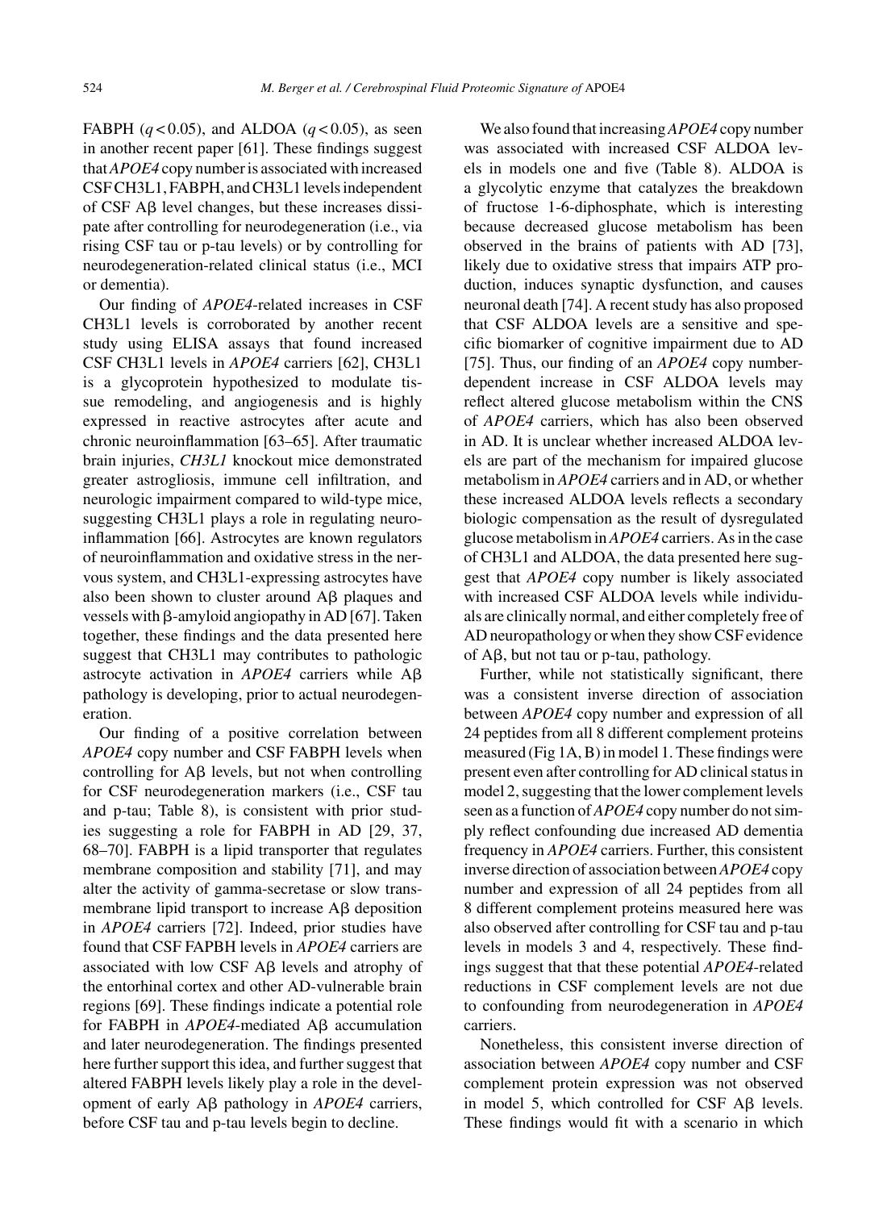FABPH ($q < 0.05$), and ALDOA ($q < 0.05$), as seen in another recent paper [61]. These findings suggest that *APOE4* copy number is associated with increased CSF CH3L1, FABPH, and CH3L1 levels independent of CSF Aβ level changes, but these increases dissipate after controlling for neurodegeneration (i.e., via rising CSF tau or p-tau levels) or by controlling for neurodegeneration-related clinical status (i.e., MCI or dementia).

Our finding of *APOE4*-related increases in CSF CH3L1 levels is corroborated by another recent study using ELISA assays that found increased CSF CH3L1 levels in *APOE4* carriers [62], CH3L1 is a glycoprotein hypothesized to modulate tissue remodeling, and angiogenesis and is highly expressed in reactive astrocytes after acute and chronic neuroinflammation [63–65]. After traumatic brain injuries, *CH3L1* knockout mice demonstrated greater astrogliosis, immune cell infiltration, and neurologic impairment compared to wild-type mice, suggesting CH3L1 plays a role in regulating neuroinflammation [66]. Astrocytes are known regulators of neuroinflammation and oxidative stress in the nervous system, and CH3L1-expressing astrocytes have also been shown to cluster around Aβ plaques and vessels with β-amyloid angiopathy in AD [67]. Taken together, these findings and the data presented here suggest that CH3L1 may contributes to pathologic astrocyte activation in *APOE4* carriers while Aβ pathology is developing, prior to actual neurodegeneration.

Our finding of a positive correlation between *APOE4* copy number and CSF FABPH levels when controlling for Aβ levels, but not when controlling for CSF neurodegeneration markers (i.e., CSF tau and p-tau; Table 8), is consistent with prior studies suggesting a role for FABPH in AD [29, 37, 68–70]. FABPH is a lipid transporter that regulates membrane composition and stability [71], and may alter the activity of gamma-secretase or slow transmembrane lipid transport to increase Aβ deposition in *APOE4* carriers [72]. Indeed, prior studies have found that CSF FAPBH levels in *APOE4* carriers are associated with low CSF Aβ levels and atrophy of the entorhinal cortex and other AD-vulnerable brain regions [69]. These findings indicate a potential role for FABPH in *APOE4*-mediated Aβ accumulation and later neurodegeneration. The findings presented here further support this idea, and further suggest that altered FABPH levels likely play a role in the development of early Aβ pathology in *APOE4* carriers, before CSF tau and p-tau levels begin to decline.

We also found that increasing *APOE4* copy number was associated with increased CSF ALDOA levels in models one and five (Table 8). ALDOA is a glycolytic enzyme that catalyzes the breakdown of fructose 1-6-diphosphate, which is interesting because decreased glucose metabolism has been observed in the brains of patients with AD [73], likely due to oxidative stress that impairs ATP production, induces synaptic dysfunction, and causes neuronal death [74]. A recent study has also proposed that CSF ALDOA levels are a sensitive and specific biomarker of cognitive impairment due to AD [75]. Thus, our finding of an *APOE4* copy number-dependent increase in CSF ALDOA levels may reflect altered glucose metabolism within the CNS of *APOE4* carriers, which has also been observed in AD. It is unclear whether increased ALDOA levels are part of the mechanism for impaired glucose metabolism in *APOE4* carriers and in AD, or whether these increased ALDOA levels reflects a secondary biologic compensation as the result of dysregulated glucose metabolism in *APOE4* carriers. As in the case of CH3L1 and ALDOA, the data presented here suggest that *APOE4* copy number is likely associated with increased CSF ALDOA levels while individuals are clinically normal, and either completely free of AD neuropathology or when they show CSF evidence of Aβ, but not tau or p-tau, pathology.

Further, while not statistically significant, there was a consistent inverse direction of association between *APOE4* copy number and expression of all 24 peptides from all 8 different complement proteins measured (Fig 1A, B) in model 1. These findings were present even after controlling for AD clinical status in model 2, suggesting that the lower complement levels seen as a function of *APOE4* copy number do not simply reflect confounding due increased AD dementia frequency in *APOE4* carriers. Further, this consistent inverse direction of association between *APOE4* copy number and expression of all 24 peptides from all 8 different complement proteins measured here was also observed after controlling for CSF tau and p-tau levels in models 3 and 4, respectively. These findings suggest that that these potential *APOE4*-related reductions in CSF complement levels are not due to confounding from neurodegeneration in *APOE4* carriers.

Nonetheless, this consistent inverse direction of association between *APOE4* copy number and CSF complement protein expression was not observed in model 5, which controlled for CSF Aβ levels. These findings would fit with a scenario in which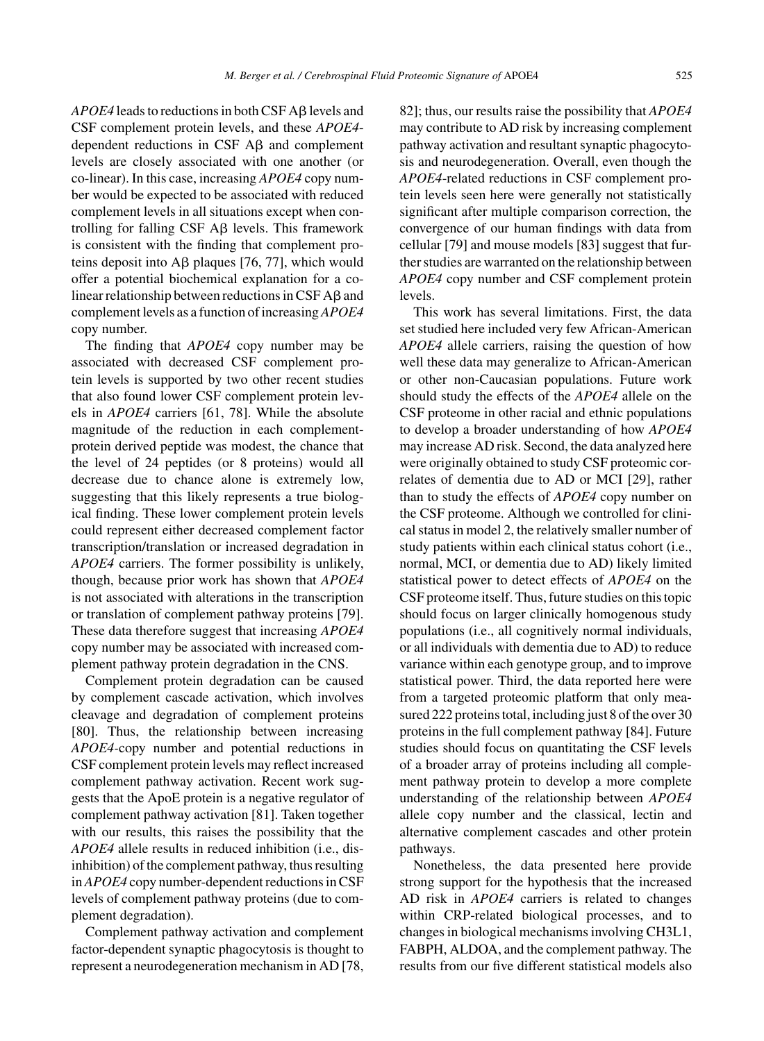*APOE4* leads to reductions in both CSF Aβ levels and CSF complement protein levels, and these *APOE4*-dependent reductions in CSF Aβ and complement levels are closely associated with one another (or co-linear). In this case, increasing *APOE4* copy number would be expected to be associated with reduced complement levels in all situations except when controlling for falling CSF Aβ levels. This framework is consistent with the finding that complement proteins deposit into Aβ plaques [76, 77], which would offer a potential biochemical explanation for a co-linear relationship between reductions in CSF Aβ and complement levels as a function of increasing *APOE4* copy number.

The finding that *APOE4* copy number may be associated with decreased CSF complement protein levels is supported by two other recent studies that also found lower CSF complement protein levels in *APOE4* carriers [61, 78]. While the absolute magnitude of the reduction in each complement-protein derived peptide was modest, the chance that the level of 24 peptides (or 8 proteins) would all decrease due to chance alone is extremely low, suggesting that this likely represents a true biological finding. These lower complement protein levels could represent either decreased complement factor transcription/translation or increased degradation in *APOE4* carriers. The former possibility is unlikely, though, because prior work has shown that *APOE4* is not associated with alterations in the transcription or translation of complement pathway proteins [79]. These data therefore suggest that increasing *APOE4* copy number may be associated with increased complement pathway protein degradation in the CNS.

Complement protein degradation can be caused by complement cascade activation, which involves cleavage and degradation of complement proteins [80]. Thus, the relationship between increasing *APOE4*-copy number and potential reductions in CSF complement protein levels may reflect increased complement pathway activation. Recent work suggests that the ApoE protein is a negative regulator of complement pathway activation [81]. Taken together with our results, this raises the possibility that the *APOE4* allele results in reduced inhibition (i.e., disinhibition) of the complement pathway, thus resulting in *APOE4* copy number-dependent reductions in CSF levels of complement pathway proteins (due to complement degradation).

Complement pathway activation and complement factor-dependent synaptic phagocytosis is thought to represent a neurodegeneration mechanism in AD [78, 82]; thus, our results raise the possibility that *APOE4* may contribute to AD risk by increasing complement pathway activation and resultant synaptic phagocytosis and neurodegeneration. Overall, even though the *APOE4*-related reductions in CSF complement protein levels seen here were generally not statistically significant after multiple comparison correction, the convergence of our human findings with data from cellular [79] and mouse models [83] suggest that further studies are warranted on the relationship between *APOE4* copy number and CSF complement protein levels.

This work has several limitations. First, the data set studied here included very few African-American *APOE4* allele carriers, raising the question of how well these data may generalize to African-American or other non-Caucasian populations. Future work should study the effects of the *APOE4* allele on the CSF proteome in other racial and ethnic populations to develop a broader understanding of how *APOE4* may increase AD risk. Second, the data analyzed here were originally obtained to study CSF proteomic correlates of dementia due to AD or MCI [29], rather than to study the effects of *APOE4* copy number on the CSF proteome. Although we controlled for clinical status in model 2, the relatively smaller number of study patients within each clinical status cohort (i.e., normal, MCI, or dementia due to AD) likely limited statistical power to detect effects of *APOE4* on the CSF proteome itself. Thus, future studies on this topic should focus on larger clinically homogenous study populations (i.e., all cognitively normal individuals, or all individuals with dementia due to AD) to reduce variance within each genotype group, and to improve statistical power. Third, the data reported here were from a targeted proteomic platform that only measured 222 proteins total, including just 8 of the over 30 proteins in the full complement pathway [84]. Future studies should focus on quantitating the CSF levels of a broader array of proteins including all complement pathway protein to develop a more complete understanding of the relationship between *APOE4* allele copy number and the classical, lectin and alternative complement cascades and other protein pathways.

Nonetheless, the data presented here provide strong support for the hypothesis that the increased AD risk in *APOE4* carriers is related to changes within CRP-related biological processes, and to changes in biological mechanisms involving CH3L1, FABPH, ALDOA, and the complement pathway. The results from our five different statistical models also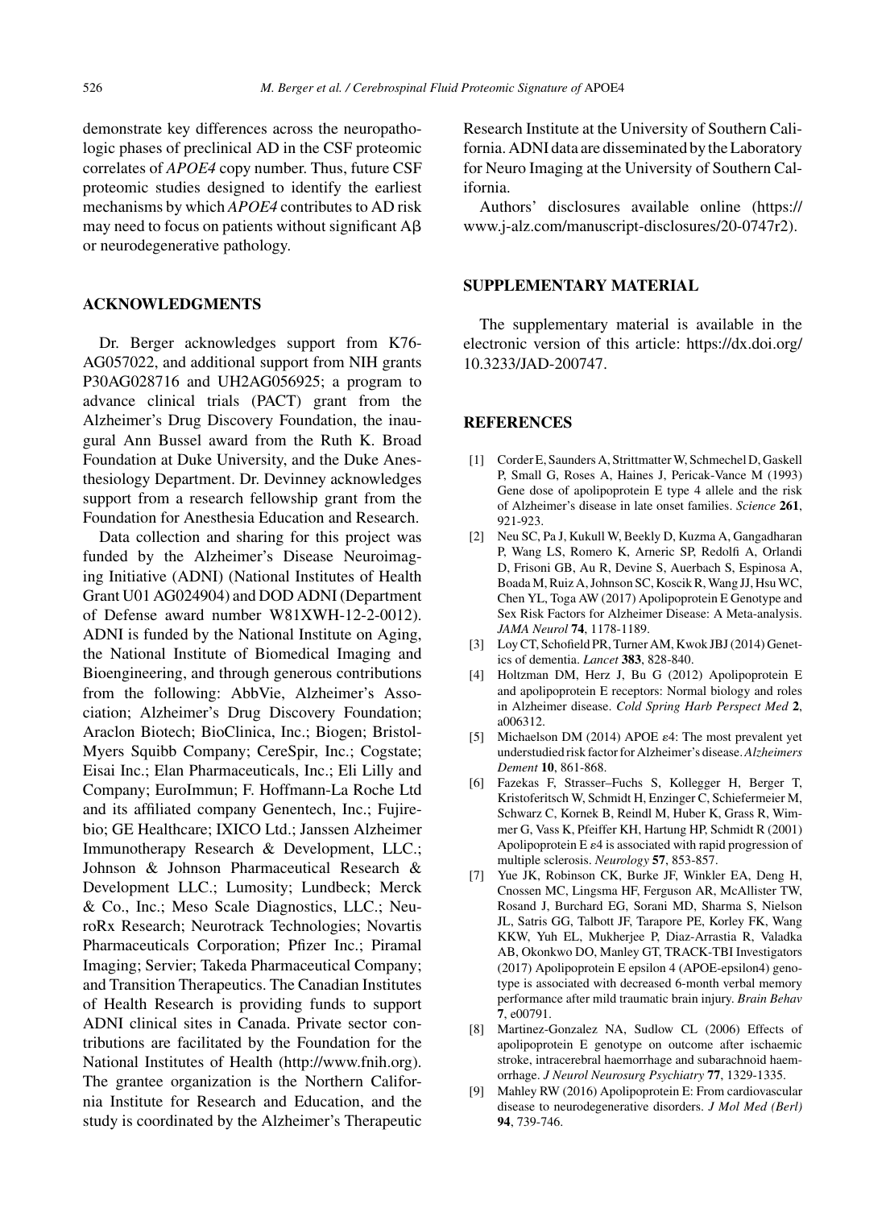demonstrate key differences across the neuropathologic phases of preclinical AD in the CSF proteomic correlates of *APOE4* copy number. Thus, future CSF proteomic studies designed to identify the earliest mechanisms by which *APOE4* contributes to AD risk may need to focus on patients without significant Aβ or neurodegenerative pathology.

## ACKNOWLEDGMENTS

Dr. Berger acknowledges support from K76-AG057022, and additional support from NIH grants P30AG028716 and UH2AG056925; a program to advance clinical trials (PACT) grant from the Alzheimer's Drug Discovery Foundation, the inaugural Ann Bussel award from the Ruth K. Broad Foundation at Duke University, and the Duke Anesthesiology Department. Dr. Devinney acknowledges support from a research fellowship grant from the Foundation for Anesthesia Education and Research.

Data collection and sharing for this project was funded by the Alzheimer's Disease Neuroimaging Initiative (ADNI) (National Institutes of Health Grant U01 AG024904) and DOD ADNI (Department of Defense award number W81XWH-12-2-0012). ADNI is funded by the National Institute on Aging, the National Institute of Biomedical Imaging and Bioengineering, and through generous contributions from the following: AbbVie, Alzheimer's Association; Alzheimer's Drug Discovery Foundation; Araclon Biotech; BioClinica, Inc.; Biogen; Bristol-Myers Squibb Company; CereSpir, Inc.; Cogstate; Eisai Inc.; Elan Pharmaceuticals, Inc.; Eli Lilly and Company; EuroImmun; F. Hoffmann-La Roche Ltd and its affiliated company Genentech, Inc.; Fujirebio; GE Healthcare; IXICO Ltd.; Janssen Alzheimer Immunotherapy Research & Development, LLC.; Johnson & Johnson Pharmaceutical Research & Development LLC.; Lumosity; Lundbeck; Merck & Co., Inc.; Meso Scale Diagnostics, LLC.; NeuroRx Research; Neurotrack Technologies; Novartis Pharmaceuticals Corporation; Pfizer Inc.; Piramal Imaging; Servier; Takeda Pharmaceutical Company; and Transition Therapeutics. The Canadian Institutes of Health Research is providing funds to support ADNI clinical sites in Canada. Private sector contributions are facilitated by the Foundation for the National Institutes of Health (http://www.fnih.org). The grantee organization is the Northern California Institute for Research and Education, and the study is coordinated by the Alzheimer's Therapeutic Research Institute at the University of Southern California. ADNI data are disseminated by the Laboratory for Neuro Imaging at the University of Southern California.

Authors' disclosures available online (https://www.j-alz.com/manuscript-disclosures/20-0747r2).

## SUPPLEMENTARY MATERIAL

The supplementary material is available in the electronic version of this article: https://dx.doi.org/10.3233/JAD-200747.

## REFERENCES

[1] Corder E, Saunders A, Strittmatter W, Schmechel D, Gaskell P, Small G, Roses A, Haines J, Pericak-Vance M (1993) Gene dose of apolipoprotein E type 4 allele and the risk of Alzheimer's disease in late onset families. *Science* **261**, 921-923.

[2] Neu SC, Pa J, Kukull W, Beekly D, Kuzma A, Gangadharan P, Wang LS, Romero K, Arneric SP, Redolfi A, Orlandi D, Frisoni GB, Au R, Devine S, Auerbach S, Espinosa A, Boada M, Ruiz A, Johnson SC, Koscik R, Wang JJ, Hsu WC, Chen YL, Toga AW (2017) Apolipoprotein E Genotype and Sex Risk Factors for Alzheimer Disease: A Meta-analysis. *JAMA Neurol* **74**, 1178-1189.

[3] Loy CT, Schofield PR, Turner AM, Kwok JBJ (2014) Genetics of dementia. *Lancet* **383**, 828-840.

[4] Holtzman DM, Herz J, Bu G (2012) Apolipoprotein E and apolipoprotein E receptors: Normal biology and roles in Alzheimer disease. *Cold Spring Harb Perspect Med* **2**, a006312.

[5] Michaelson DM (2014) APOE ε4: The most prevalent yet understudied risk factor for Alzheimer's disease. *Alzheimers Dement* **10**, 861-868.

[6] Fazekas F, Strasser–Fuchs S, Kollegger H, Berger T, Kristoferitsch W, Schmidt H, Enzinger C, Schiefermeier M, Schwarz C, Kornek B, Reindl M, Huber K, Grass R, Wimmer G, Vass K, Pfeiffer KH, Hartung HP, Schmidt R (2001) Apolipoprotein E ε4 is associated with rapid progression of multiple sclerosis. *Neurology* **57**, 853-857.

[7] Yue JK, Robinson CK, Burke JF, Winkler EA, Deng H, Cnossen MC, Lingsma HF, Ferguson AR, McAllister TW, Rosand J, Burchard EG, Sorani MD, Sharma S, Nielson JL, Satris GG, Talbott JF, Tarapore PE, Korley FK, Wang KKW, Yuh EL, Mukherjee P, Diaz-Arrastia R, Valadka AB, Okonkwo DO, Manley GT, TRACK-TBI Investigators (2017) Apolipoprotein E epsilon 4 (APOE-epsilon4) genotype is associated with decreased 6-month verbal memory performance after mild traumatic brain injury. *Brain Behav* **7**, e00791.

[8] Martinez-Gonzalez NA, Sudlow CL (2006) Effects of apolipoprotein E genotype on outcome after ischaemic stroke, intracerebral haemorrhage and subarachnoid haemorrhage. *J Neurol Neurosurg Psychiatry* **77**, 1329-1335.

[9] Mahley RW (2016) Apolipoprotein E: From cardiovascular disease to neurodegenerative disorders. *J Mol Med (Berl)* **94**, 739-746.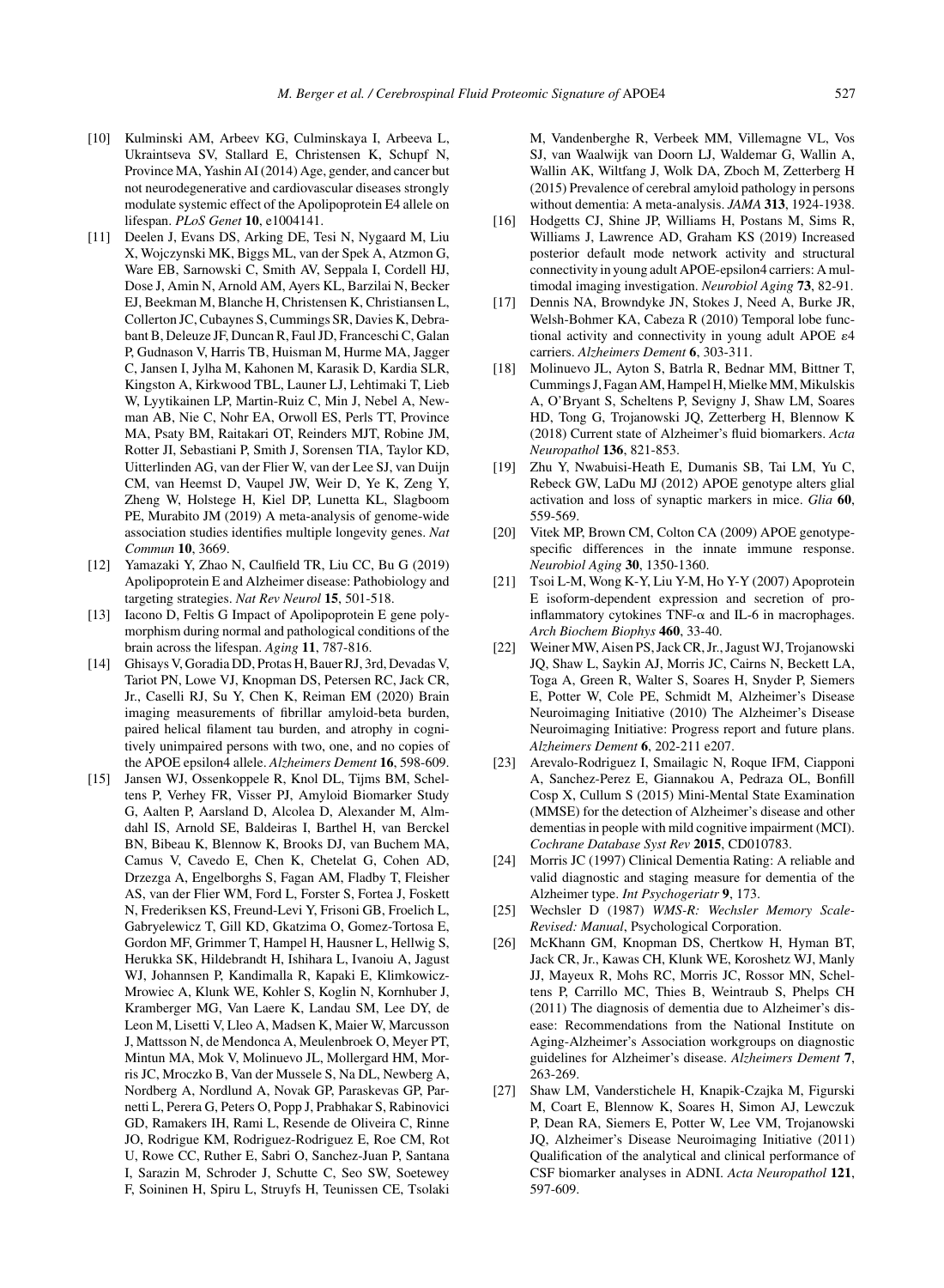[10] Kulminski AM, Arbeev KG, Culminskaya I, Arbeeva L, Ukraintseva SV, Stallard E, Christensen K, Schupf N, Province MA, Yashin AI (2014) Age, gender, and cancer but not neurodegenerative and cardiovascular diseases strongly modulate systemic effect of the Apolipoprotein E4 allele on lifespan. *PLoS Genet* **10**, e1004141.

[11] Deelen J, Evans DS, Arking DE, Tesi N, Nygaard M, Liu X, Wojczynski MK, Biggs ML, van der Spek A, Atzmon G, Ware EB, Sarnowski C, Smith AV, Seppala I, Cordell HJ, Dose J, Amin N, Arnold AM, Ayers KL, Barzilai N, Becker EJ, Beekman M, Blanche H, Christensen K, Christiansen L, Collerton JC, Cubaynes S, Cummings SR, Davies K, Debrabant B, Deleuze JF, Duncan R, Faul JD, Franceschi C, Galan P, Gudnason V, Harris TB, Huisman M, Hurme MA, Jagger C, Jansen I, Jylha M, Kahonen M, Karasik D, Kardia SLR, Kingston A, Kirkwood TBL, Launer LJ, Lehtimaki T, Lieb W, Lyytikainen LP, Martin-Ruiz C, Min J, Nebel A, Newman AB, Nie C, Nohr EA, Orwoll ES, Perls TT, Province MA, Psaty BM, Raitakari OT, Reinders MJT, Robine JM, Rotter JI, Sebastiani P, Smith J, Sorensen TIA, Taylor KD, Uitterlinden AG, van der Flier W, van der Lee SJ, van Duijn CM, van Heemst D, Vaupel JW, Weir D, Ye K, Zeng Y, Zheng W, Holstege H, Kiel DP, Lunetta KL, Slagboom PE, Murabito JM (2019) A meta-analysis of genome-wide association studies identifies multiple longevity genes. *Nat Commun* **10**, 3669.

[12] Yamazaki Y, Zhao N, Caulfield TR, Liu CC, Bu G (2019) Apolipoprotein E and Alzheimer disease: Pathobiology and targeting strategies. *Nat Rev Neurol* **15**, 501-518.

[13] Iacono D, Feltis G Impact of Apolipoprotein E gene polymorphism during normal and pathological conditions of the brain across the lifespan. *Aging* **11**, 787-816.

[14] Ghisays V, Goradia DD, Protas H, Bauer RJ, 3rd, Devadas V, Tariot PN, Lowe VJ, Knopman DS, Petersen RC, Jack CR, Jr., Caselli RJ, Su Y, Chen K, Reiman EM (2020) Brain imaging measurements of fibrillar amyloid-beta burden, paired helical filament tau burden, and atrophy in cognitively unimpaired persons with two, one, and no copies of the APOE epsilon4 allele. *Alzheimers Dement* **16**, 598-609.

[15] Jansen WJ, Ossenkoppele R, Knol DL, Tijms BM, Scheltens P, Verhey FR, Visser PJ, Amyloid Biomarker Study G, Aalten P, Aarsland D, Alcolea D, Alexander M, Almdahl IS, Arnold SE, Baldeiras I, Barthel H, van Berckel BN, Bibeau K, Blennow K, Brooks DJ, van Buchem MA, Camus V, Cavedo E, Chen K, Chetelat G, Cohen AD, Drzezga A, Engelborghs S, Fagan AM, Fladby T, Fleisher AS, van der Flier WM, Ford L, Forster S, Fortea J, Foskett N, Frederiksen KS, Freund-Levi Y, Frisoni GB, Froelich L, Gabryelewicz T, Gill KD, Gkatzima O, Gomez-Tortosa E, Gordon MF, Grimmer T, Hampel H, Hausner L, Hellwig S, Herukka SK, Hildebrandt H, Ishihara L, Ivanoiu A, Jagust WJ, Johannsen P, Kandimalla R, Kapaki E, Klimkowicz-Mrowiec A, Klunk WE, Kohler S, Koglin N, Kornhuber J, Kramberger MG, Van Laere K, Landau SM, Lee DY, de Leon M, Lisetti V, Lleo A, Madsen K, Maier W, Marcusson J, Mattsson N, de Mendonca A, Meulenbroek O, Meyer PT, Mintun MA, Mok V, Molinuevo JL, Mollergard HM, Morris JC, Mroczko B, Van der Mussele S, Na DL, Newberg A, Nordberg A, Nordlund A, Novak GP, Paraskevas GP, Parnetti L, Perera G, Peters O, Popp J, Prabhakar S, Rabinovici GD, Ramakers IH, Rami L, Resende de Oliveira C, Rinne JO, Rodrigue KM, Rodriguez-Rodriguez E, Roe CM, Rot U, Rowe CC, Ruther E, Sabri O, Sanchez-Juan P, Santana I, Sarazin M, Schroder J, Schutte C, Seo SW, Soetewey F, Soininen H, Spiru L, Struyfs H, Teunissen CE, Tsolaki M, Vandenberghe R, Verbeek MM, Villemagne VL, Vos SJ, van Waalwijk van Doorn LJ, Waldemar G, Wallin A, Wallin AK, Wiltfang J, Wolk DA, Zboch M, Zetterberg H (2015) Prevalence of cerebral amyloid pathology in persons without dementia: A meta-analysis. *JAMA* **313**, 1924-1938.

[16] Hodgetts CJ, Shine JP, Williams H, Postans M, Sims R, Williams J, Lawrence AD, Graham KS (2019) Increased posterior default mode network activity and structural connectivity in young adult APOE-epsilon4 carriers: A multimodal imaging investigation. *Neurobiol Aging* **73**, 82-91.

[17] Dennis NA, Browndyke JN, Stokes J, Need A, Burke JR, Welsh-Bohmer KA, Cabeza R (2010) Temporal lobe functional activity and connectivity in young adult APOE $\varepsilon 4$ carriers. *Alzheimers Dement* **6**, 303-311.

[18] Molinuevo JL, Ayton S, Batrla R, Bednar MM, Bittner T, Cummings J, Fagan AM, Hampel H, Mielke MM, Mikulskis A, O'Bryant S, Scheltens P, Sevigny J, Shaw LM, Soares HD, Tong G, Trojanowski JQ, Zetterberg H, Blennow K (2018) Current state of Alzheimer's fluid biomarkers. *Acta Neuropathol* **136**, 821-853.

[19] Zhu Y, Nwabuisi-Heath E, Dumanis SB, Tai LM, Yu C, Rebeck GW, LaDu MJ (2012) APOE genotype alters glial activation and loss of synaptic markers in mice. *Glia* **60**, 559-569.

[20] Vitek MP, Brown CM, Colton CA (2009) APOE genotype-specific differences in the innate immune response. *Neurobiol Aging* **30**, 1350-1360.

[21] Tsoi L-M, Wong K-Y, Liu Y-M, Ho Y-Y (2007) Apoprotein E isoform-dependent expression and secretion of pro-inflammatory cytokines TNF-$\alpha$ and IL-6 in macrophages. *Arch Biochem Biophys* **460**, 33-40.

[22] Weiner MW, Aisen PS, Jack CR, Jr., Jagust WJ, Trojanowski JQ, Shaw L, Saykin AJ, Morris JC, Cairns N, Beckett LA, Toga A, Green R, Walter S, Soares H, Snyder P, Siemers E, Potter W, Cole PE, Schmidt M, Alzheimer's Disease Neuroimaging Initiative (2010) The Alzheimer's Disease Neuroimaging Initiative: Progress report and future plans. *Alzheimers Dement* **6**, 202-211 e207.

[23] Arevalo-Rodriguez I, Smailagic N, Roque IFM, Ciapponi A, Sanchez-Perez E, Giannakou A, Pedraza OL, Bonfill Cosp X, Cullum S (2015) Mini-Mental State Examination (MMSE) for the detection of Alzheimer's disease and other dementias in people with mild cognitive impairment (MCI). *Cochrane Database Syst Rev* **2015**, CD010783.

[24] Morris JC (1997) Clinical Dementia Rating: A reliable and valid diagnostic and staging measure for dementia of the Alzheimer type. *Int Psychogeriatr* **9**, 173.

[25] Wechsler D (1987) *WMS-R: Wechsler Memory Scale-Revised: Manual*, Psychological Corporation.

[26] McKhann GM, Knopman DS, Chertkow H, Hyman BT, Jack CR, Jr., Kawas CH, Klunk WE, Koroshetz WJ, Manly JJ, Mayeux R, Mohs RC, Morris JC, Rossor MN, Scheltens P, Carrillo MC, Thies B, Weintraub S, Phelps CH (2011) The diagnosis of dementia due to Alzheimer's disease: Recommendations from the National Institute on Aging-Alzheimer's Association workgroups on diagnostic guidelines for Alzheimer's disease. *Alzheimers Dement* **7**, 263-269.

[27] Shaw LM, Vanderstichele H, Knapik-Czajka M, Figurski M, Coart E, Blennow K, Soares H, Simon AJ, Lewczuk P, Dean RA, Siemers E, Potter W, Lee VM, Trojanowski JQ, Alzheimer's Disease Neuroimaging Initiative (2011) Qualification of the analytical and clinical performance of CSF biomarker analyses in ADNI. *Acta Neuropathol* **121**, 597-609.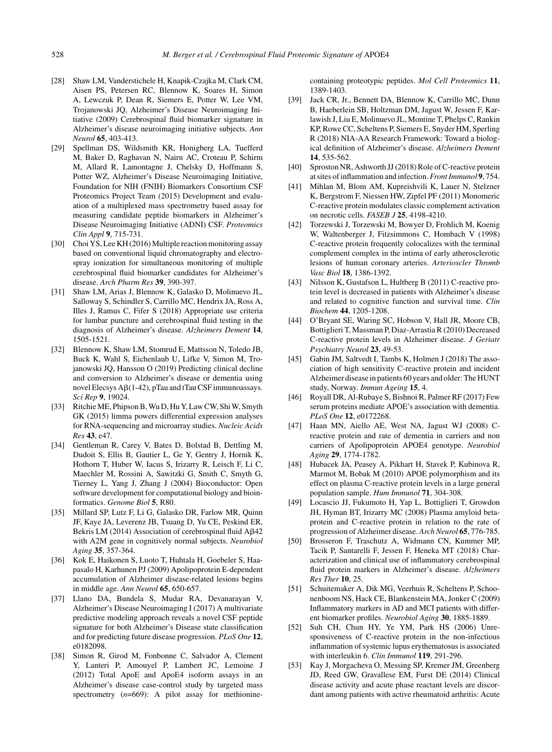[28] Shaw LM, Vanderstichele H, Knapik-Czajka M, Clark CM, Aisen PS, Petersen RC, Blennow K, Soares H, Simon A, Lewczuk P, Dean R, Siemers E, Potter W, Lee VM, Trojanowski JQ, Alzheimer's Disease Neuroimaging Initiative (2009) Cerebrospinal fluid biomarker signature in Alzheimer's disease neuroimaging initiative subjects. *Ann Neurol* **65**, 403-413.

[29] Spellman DS, Wildsmith KR, Honigberg LA, Tuefferd M, Baker D, Raghavan N, Nairn AC, Croteau P, Schirm M, Allard R, Lamontagne J, Chelsky D, Hoffmann S, Potter WZ, Alzheimer's Disease Neuroimaging Initiative, Foundation for NIH (FNIH) Biomarkers Consortium CSF Proteomics Project Team (2015) Development and evaluation of a multiplexed mass spectrometry based assay for measuring candidate peptide biomarkers in Alzheimer's Disease Neuroimaging Initiative (ADNI) CSF. *Proteomics Clin Appl* **9**, 715-731.

[30] Choi YS, Lee KH (2016) Multiple reaction monitoring assay based on conventional liquid chromatography and electrospray ionization for simultaneous monitoring of multiple cerebrospinal fluid biomarker candidates for Alzheimer's disease. *Arch Pharm Res* **39**, 390-397.

[31] Shaw LM, Arias J, Blennow K, Galasko D, Molinuevo JL, Salloway S, Schindler S, Carrillo MC, Hendrix JA, Ross A, Illes J, Ramus C, Fifer S (2018) Appropriate use criteria for lumbar puncture and cerebrospinal fluid testing in the diagnosis of Alzheimer's disease. *Alzheimers Dement* **14**, 1505-1521.

[32] Blennow K, Shaw LM, Stomrud E, Mattsson N, Toledo JB, Buck K, Wahl S, Eichenlaub U, Lifke V, Simon M, Trojanowski JQ, Hansson O (2019) Predicting clinical decline and conversion to Alzheimer's disease or dementia using novel Elecsys Aβ(1-42), pTau and tTau CSF immunoassays. *Sci Rep* **9**, 19024.

[33] Ritchie ME, Phipson B, Wu D, Hu Y, Law CW, Shi W, Smyth GK (2015) limma powers differential expression analyses for RNA-sequencing and microarray studies. *Nucleic Acids Res* **43**, e47.

[34] Gentleman R, Carey V, Bates D, Bolstad B, Dettling M, Dudoit S, Ellis B, Gautier L, Ge Y, Gentry J, Hornik K, Hothorn T, Huber W, Iacus S, Irizarry R, Leisch F, Li C, Maechler M, Rossini A, Sawitzki G, Smith C, Smyth G, Tierney L, Yang J, Zhang J (2004) Bioconductor: Open software development for computational biology and bioinformatics. *Genome Biol* **5**, R80.

[35] Millard SP, Lutz F, Li G, Galasko DR, Farlow MR, Quinn JF, Kaye JA, Leverenz JB, Tsuang D, Yu CE, Peskind ER, Bekris LM (2014) Association of cerebrospinal fluid Aβ42 with A2M gene in cognitively normal subjects. *Neurobiol Aging* **35**, 357-364.

[36] Kok E, Haikonen S, Luoto T, Huhtala H, Goebeler S, Haapasalo H, Karhunen PJ (2009) Apolipoprotein E-dependent accumulation of Alzheimer disease-related lesions begins in middle age. *Ann Neurol* **65**, 650-657.

[37] Llano DA, Bundela S, Mudar RA, Devanarayan V, Alzheimer's Disease Neuroimaging I (2017) A multivariate predictive modeling approach reveals a novel CSF peptide signature for both Alzheimer's Disease state classification and for predicting future disease progression. *PLoS One* **12**, e0182098.

[38] Simon R, Girod M, Fonbonne C, Salvador A, Clement Y, Lanteri P, Amouyel P, Lambert JC, Lemoine J (2012) Total ApoE and ApoE4 isoform assays in an Alzheimer's disease case-control study by targeted mass spectrometry (*n*=669): A pilot assay for methionine-containing proteotypic peptides. *Mol Cell Proteomics* **11**, 1389-1403.

[39] Jack CR, Jr., Bennett DA, Blennow K, Carrillo MC, Dunn B, Haeberlein SB, Holtzman DM, Jagust W, Jessen F, Karlawish J, Liu E, Molinuevo JL, Montine T, Phelps C, Rankin KP, Rowe CC, Scheltens P, Siemers E, Snyder HM, Sperling R (2018) NIA-AA Research Framework: Toward a biological definition of Alzheimer's disease. *Alzheimers Dement* **14**, 535-562.

[40] Sproston NR, Ashworth JJ (2018) Role of C-reactive protein at sites of inflammation and infection. *Front Immunol* **9**, 754.

[41] Mihlan M, Blom AM, Kupreishvili K, Lauer N, Stelzner K, Bergstrom F, Niessen HW, Zipfel PF (2011) Monomeric C-reactive protein modulates classic complement activation on necrotic cells. *FASEB J* **25**, 4198-4210.

[42] Torzewski J, Torzewski M, Bowyer D, Frohlich M, Koenig W, Waltenberger J, Fitzsimmons C, Hombach V (1998) C-reactive protein frequently colocalizes with the terminal complement complex in the intima of early atherosclerotic lesions of human coronary arteries. *Arterioscler Thromb Vasc Biol* **18**, 1386-1392.

[43] Nilsson K, Gustafson L, Hultberg B (2011) C-reactive protein level is decreased in patients with Alzheimer's disease and related to cognitive function and survival time. *Clin Biochem* **44**, 1205-1208.

[44] O'Bryant SE, Waring SC, Hobson V, Hall JR, Moore CB, Bottiglieri T, Massman P, Diaz-Arrastia R (2010) Decreased C-reactive protein levels in Alzheimer disease. *J Geriatr Psychiatry Neurol* **23**, 49-53.

[45] Gabin JM, Saltvedt I, Tambs K, Holmen J (2018) The association of high sensitivity C-reactive protein and incident Alzheimer disease in patients 60 years and older: The HUNT study, Norway. *Immun Ageing* **15**, 4.

[46] Royall DR, Al-Rubaye S, Bishnoi R, Palmer RF (2017) Few serum proteins mediate APOE's association with dementia. *PLoS One* **12**, e0172268.

[47] Haan MN, Aiello AE, West NA, Jagust WJ (2008) C-reactive protein and rate of dementia in carriers and non carriers of Apolipoprotein APOE4 genotype. *Neurobiol Aging* **29**, 1774-1782.

[48] Hubacek JA, Peasey A, Pikhart H, Stavek P, Kubinova R, Marmot M, Bobak M (2010) APOE polymorphism and its effect on plasma C-reactive protein levels in a large general population sample. *Hum Immunol* **71**, 304-308.

[49] Locascio JJ, Fukumoto H, Yap L, Bottiglieri T, Growdon JH, Hyman BT, Irizarry MC (2008) Plasma amyloid beta-protein and C-reactive protein in relation to the rate of progression of Alzheimer disease. *Arch Neurol* **65**, 776-785.

[50] Brosseron F, Traschutz A, Widmann CN, Kummer MP, Tacik P, Santarelli F, Jessen F, Heneka MT (2018) Characterization and clinical use of inflammatory cerebrospinal fluid protein markers in Alzheimer's disease. *Alzheimers Res Ther* **10**, 25.

[51] Schuitemaker A, Dik MG, Veerhuis R, Scheltens P, Schoonenboom NS, Hack CE, Blankenstein MA, Jonker C (2009) Inflammatory markers in AD and MCI patients with different biomarker profiles. *Neurobiol Aging* **30**, 1885-1889.

[52] Suh CH, Chun HY, Ye YM, Park HS (2006) Unresponsiveness of C-reactive protein in the non-infectious inflammation of systemic lupus erythematosus is associated with interleukin 6. *Clin Immunol* **119**, 291-296.

[53] Kay J, Morgacheva O, Messing SP, Kremer JM, Greenberg JD, Reed GW, Gravallese EM, Furst DE (2014) Clinical disease activity and acute phase reactant levels are discordant among patients with active rheumatoid arthritis: Acute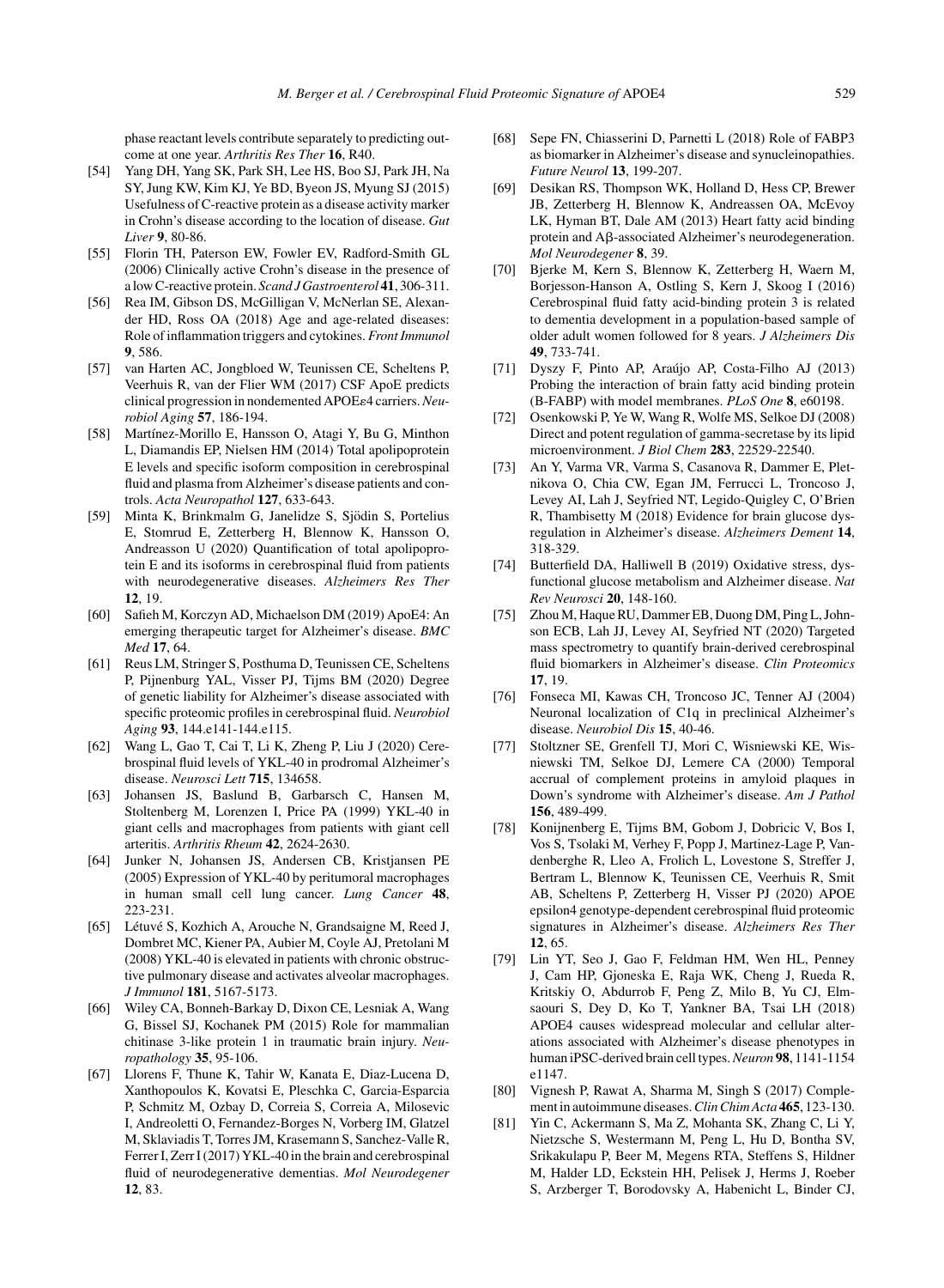phase reactant levels contribute separately to predicting outcome at one year. *Arthritis Res Ther* **16**, R40.

[54] Yang DH, Yang SK, Park SH, Lee HS, Boo SJ, Park JH, Na SY, Jung KW, Kim KJ, Ye BD, Byeon JS, Myung SJ (2015) Usefulness of C-reactive protein as a disease activity marker in Crohn's disease according to the location of disease. *Gut Liver* **9**, 80-86.

[55] Florin TH, Paterson EW, Fowler EV, Radford-Smith GL (2006) Clinically active Crohn's disease in the presence of a low C-reactive protein. *Scand J Gastroenterol* **41**, 306-311.

[56] Rea IM, Gibson DS, McGilligan V, McNerlan SE, Alexander HD, Ross OA (2018) Age and age-related diseases: Role of inflammation triggers and cytokines. *Front Immunol* **9**, 586.

[57] van Harten AC, Jongbloed W, Teunissen CE, Scheltens P, Veerhuis R, van der Flier WM (2017) CSF ApoE predicts clinical progression in nondemented APOEε4 carriers. *Neurobiol Aging* **57**, 186-194.

[58] Martínez-Morillo E, Hansson O, Atagi Y, Bu G, Minthon L, Diamandis EP, Nielsen HM (2014) Total apolipoprotein E levels and specific isoform composition in cerebrospinal fluid and plasma from Alzheimer's disease patients and controls. *Acta Neuropathol* **127**, 633-643.

[59] Minta K, Brinkmalm G, Janelidze S, Sjödin S, Portelius E, Stomrud E, Zetterberg H, Blennow K, Hansson O, Andreasson U (2020) Quantification of total apolipoprotein E and its isoforms in cerebrospinal fluid from patients with neurodegenerative diseases. *Alzheimers Res Ther* **12**, 19.

[60] Safieh M, Korczyn AD, Michaelson DM (2019) ApoE4: An emerging therapeutic target for Alzheimer's disease. *BMC Med* **17**, 64.

[61] Reus LM, Stringer S, Posthuma D, Teunissen CE, Scheltens P, Pijnenburg YAL, Visser PJ, Tijms BM (2020) Degree of genetic liability for Alzheimer's disease associated with specific proteomic profiles in cerebrospinal fluid. *Neurobiol Aging* **93**, 144.e141-144.e115.

[62] Wang L, Gao T, Cai T, Li K, Zheng P, Liu J (2020) Cerebrospinal fluid levels of YKL-40 in prodromal Alzheimer's disease. *Neurosci Lett* **715**, 134658.

[63] Johansen JS, Baslund B, Garbarsch C, Hansen M, Stoltenberg M, Lorenzen I, Price PA (1999) YKL-40 in giant cells and macrophages from patients with giant cell arteritis. *Arthritis Rheum* **42**, 2624-2630.

[64] Junker N, Johansen JS, Andersen CB, Kristjansen PE (2005) Expression of YKL-40 by peritumoral macrophages in human small cell lung cancer. *Lung Cancer* **48**, 223-231.

[65] Létuvé S, Kozhich A, Arouche N, Grandsaigne M, Reed J, Dombret MC, Kiener PA, Aubier M, Coyle AJ, Pretolani M (2008) YKL-40 is elevated in patients with chronic obstructive pulmonary disease and activates alveolar macrophages. *J Immunol* **181**, 5167-5173.

[66] Wiley CA, Bonneh-Barkay D, Dixon CE, Lesniak A, Wang G, Bissel SJ, Kochanek PM (2015) Role for mammalian chitinase 3-like protein 1 in traumatic brain injury. *Neuropathology* **35**, 95-106.

[67] Llorens F, Thune K, Tahir W, Kanata E, Diaz-Lucena D, Xanthopoulos K, Kovatsi E, Pleschka C, Garcia-Esparcia P, Schmitz M, Ozbay D, Correia S, Correia A, Milosevic I, Andreoletti O, Fernandez-Borges N, Vorberg IM, Glatzel M, Sklaviadis T, Torres JM, Krasemann S, Sanchez-Valle R, Ferrer I, Zerr I (2017) YKL-40 in the brain and cerebrospinal fluid of neurodegenerative dementias. *Mol Neurodegener* **12**, 83.

[68] Sepe FN, Chiasserini D, Parnetti L (2018) Role of FABP3 as biomarker in Alzheimer's disease and synucleinopathies. *Future Neurol* **13**, 199-207.

[69] Desikan RS, Thompson WK, Holland D, Hess CP, Brewer JB, Zetterberg H, Blennow K, Andreassen OA, McEvoy LK, Hyman BT, Dale AM (2013) Heart fatty acid binding protein and Aβ-associated Alzheimer's neurodegeneration. *Mol Neurodegener* **8**, 39.

[70] Bjerke M, Kern S, Blennow K, Zetterberg H, Waern M, Borjesson-Hanson A, Ostling S, Kern J, Skoog I (2016) Cerebrospinal fluid fatty acid-binding protein 3 is related to dementia development in a population-based sample of older adult women followed for 8 years. *J Alzheimers Dis* **49**, 733-741.

[71] Dyszy F, Pinto AP, Araújo AP, Costa-Filho AJ (2013) Probing the interaction of brain fatty acid binding protein (B-FABP) with model membranes. *PLoS One* **8**, e60198.

[72] Osenkowski P, Ye W, Wang R, Wolfe MS, Selkoe DJ (2008) Direct and potent regulation of gamma-secretase by its lipid microenvironment. *J Biol Chem* **283**, 22529-22540.

[73] An Y, Varma VR, Varma S, Casanova R, Dammer E, Pletnikova O, Chia CW, Egan JM, Ferrucci L, Troncoso J, Levey AI, Lah J, Seyfried NT, Legido-Quigley C, O'Brien R, Thambisetty M (2018) Evidence for brain glucose dysregulation in Alzheimer's disease. *Alzheimers Dement* **14**, 318-329.

[74] Butterfield DA, Halliwell B (2019) Oxidative stress, dysfunctional glucose metabolism and Alzheimer disease. *Nat Rev Neurosci* **20**, 148-160.

[75] Zhou M, Haque RU, Dammer EB, Duong DM, Ping L, Johnson ECB, Lah JJ, Levey AI, Seyfried NT (2020) Targeted mass spectrometry to quantify brain-derived cerebrospinal fluid biomarkers in Alzheimer's disease. *Clin Proteomics* **17**, 19.

[76] Fonseca MI, Kawas CH, Troncoso JC, Tenner AJ (2004) Neuronal localization of C1q in preclinical Alzheimer's disease. *Neurobiol Dis* **15**, 40-46.

[77] Stoltzner SE, Grenfell TJ, Mori C, Wisniewski KE, Wisniewski TM, Selkoe DJ, Lemere CA (2000) Temporal accrual of complement proteins in amyloid plaques in Down's syndrome with Alzheimer's disease. *Am J Pathol* **156**, 489-499.

[78] Konijnenberg E, Tijms BM, Gobom J, Dobricic V, Bos I, Vos S, Tsolaki M, Verhey F, Popp J, Martinez-Lage P, Vandenberghe R, Lleo A, Frolich L, Lovestone S, Streffer J, Bertram L, Blennow K, Teunissen CE, Veerhuis R, Smit AB, Scheltens P, Zetterberg H, Visser PJ (2020) APOE epsilon4 genotype-dependent cerebrospinal fluid proteomic signatures in Alzheimer's disease. *Alzheimers Res Ther* **12**, 65.

[79] Lin YT, Seo J, Gao F, Feldman HM, Wen HL, Penney J, Cam HP, Gjoneska E, Raja WK, Cheng J, Rueda R, Kritskiy O, Abdurrob F, Peng Z, Milo B, Yu CJ, Elmsaouri S, Dey D, Ko T, Yankner BA, Tsai LH (2018) APOE4 causes widespread molecular and cellular alterations associated with Alzheimer's disease phenotypes in human iPSC-derived brain cell types. *Neuron* **98**, 1141-1154 e1147.

[80] Vignesh P, Rawat A, Sharma M, Singh S (2017) Complement in autoimmune diseases. *Clin Chim Acta* **465**, 123-130.

[81] Yin C, Ackermann S, Ma Z, Mohanta SK, Zhang C, Li Y, Nietzsche S, Westermann M, Peng L, Hu D, Bontha SV, Srikakulapu P, Beer M, Megens RTA, Steffens S, Hildner M, Halder LD, Eckstein HH, Pelisek J, Herms J, Roeber S, Arzberger T, Borodovsky A, Habenicht L, Binder CJ,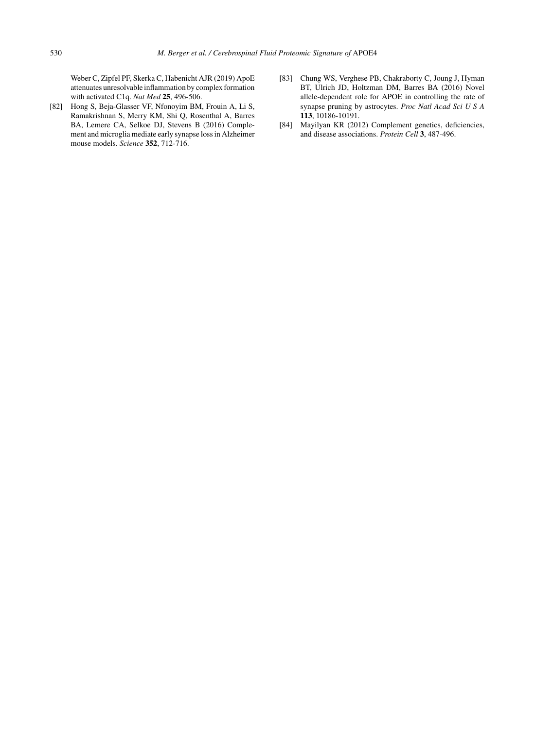Weber C, Zipfel PF, Skerka C, Habenicht AJR (2019) ApoE attenuates unresolvable inflammation by complex formation with activated C1q. *Nat Med* **25**, 496-506.

[82] Hong S, Beja-Glasser VF, Nfonoyim BM, Frouin A, Li S, Ramakrishnan S, Merry KM, Shi Q, Rosenthal A, Barres BA, Lemere CA, Selkoe DJ, Stevens B (2016) Complement and microglia mediate early synapse loss in Alzheimer mouse models. *Science* **352**, 712-716.

[83] Chung WS, Verghese PB, Chakraborty C, Joung J, Hyman BT, Ulrich JD, Holtzman DM, Barres BA (2016) Novel allele-dependent role for APOE in controlling the rate of synapse pruning by astrocytes. *Proc Natl Acad Sci U S A* **113**, 10186-10191.

[84] Mayilyan KR (2012) Complement genetics, deficiencies, and disease associations. *Protein Cell* **3**, 487-496.